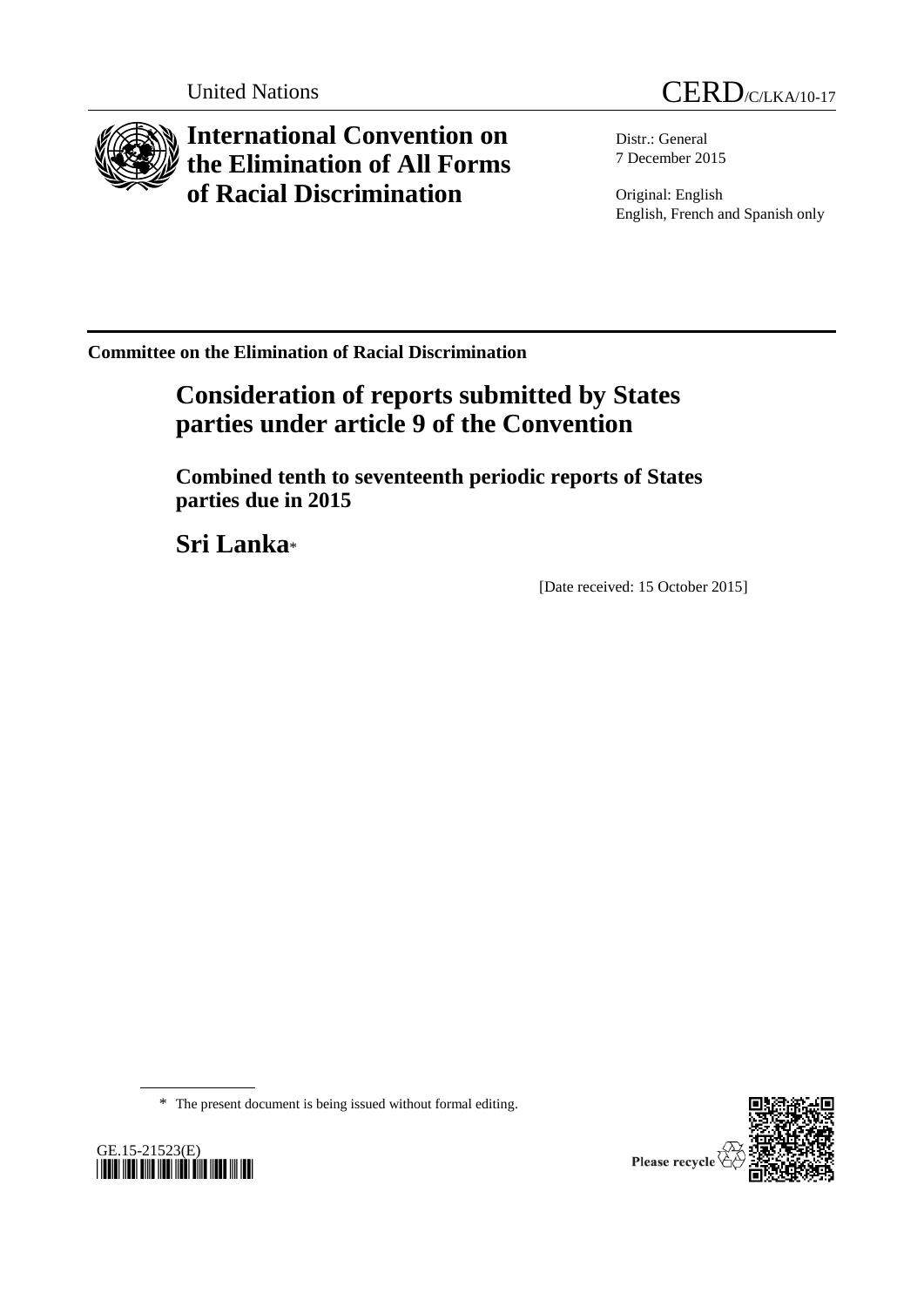United Nations

CERD/C/LKA/10-17

# International Convention on the Elimination of All Forms of Racial Discrimination

Distr.: General
7 December 2015

Original: English
English, French and Spanish only

**Committee on the Elimination of Racial Discrimination**

## Consideration of reports submitted by States parties under article 9 of the Convention

### Combined tenth to seventeenth periodic reports of States parties due in 2015

## Sri Lanka*

[Date received: 15 October 2015]

\* The present document is being issued without formal editing.

GE.15-21523(E)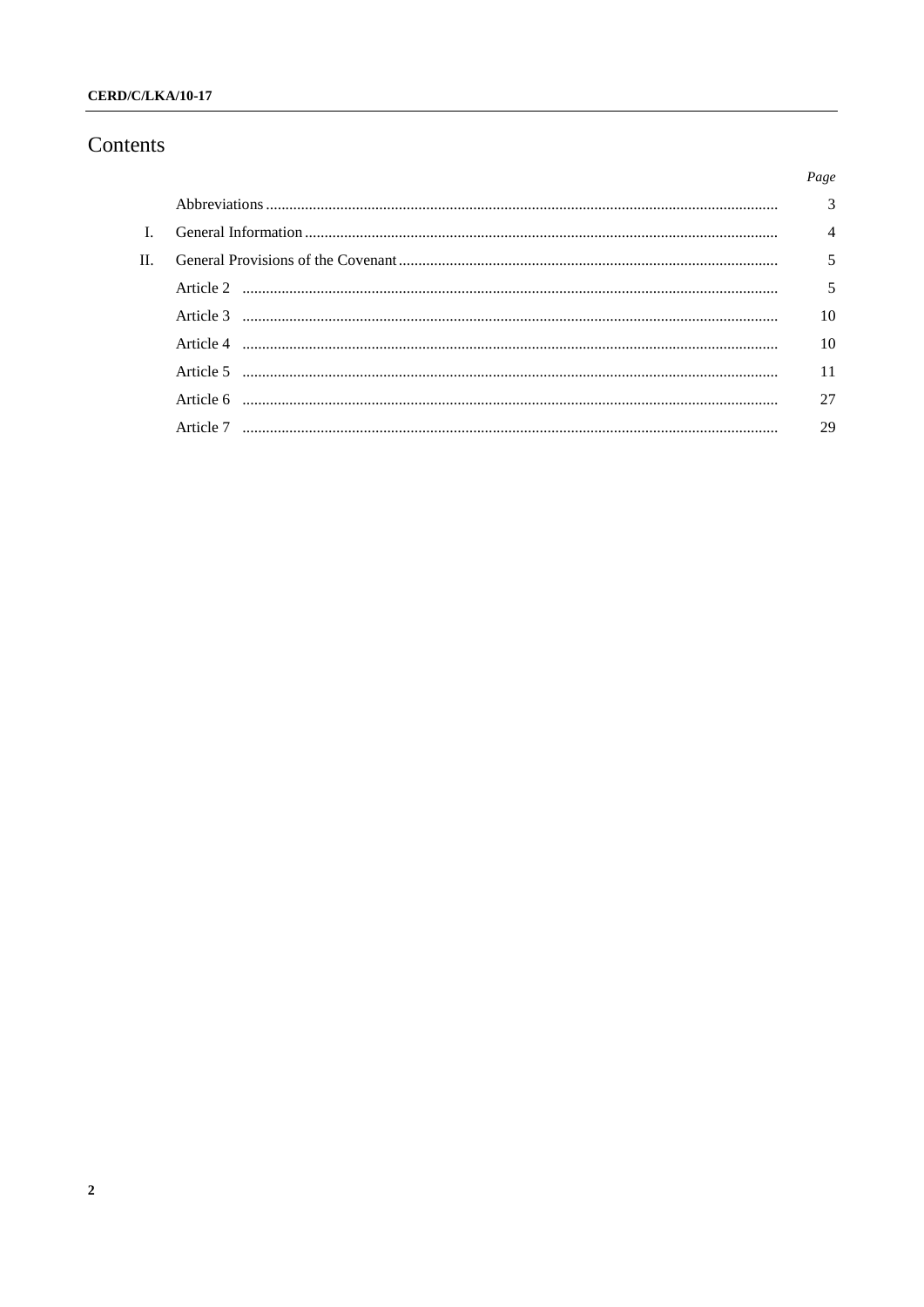# Contents

| | | Page |
|---|---|---|
| | Abbreviations | 3 |
| I. | General Information | 4 |
| II. | General Provisions of the Covenant | 5 |
| | Article 2 | 5 |
| | Article 3 | 10 |
| | Article 4 | 10 |
| | Article 5 | 11 |
| | Article 6 | 27 |
| | Article 7 | 29 |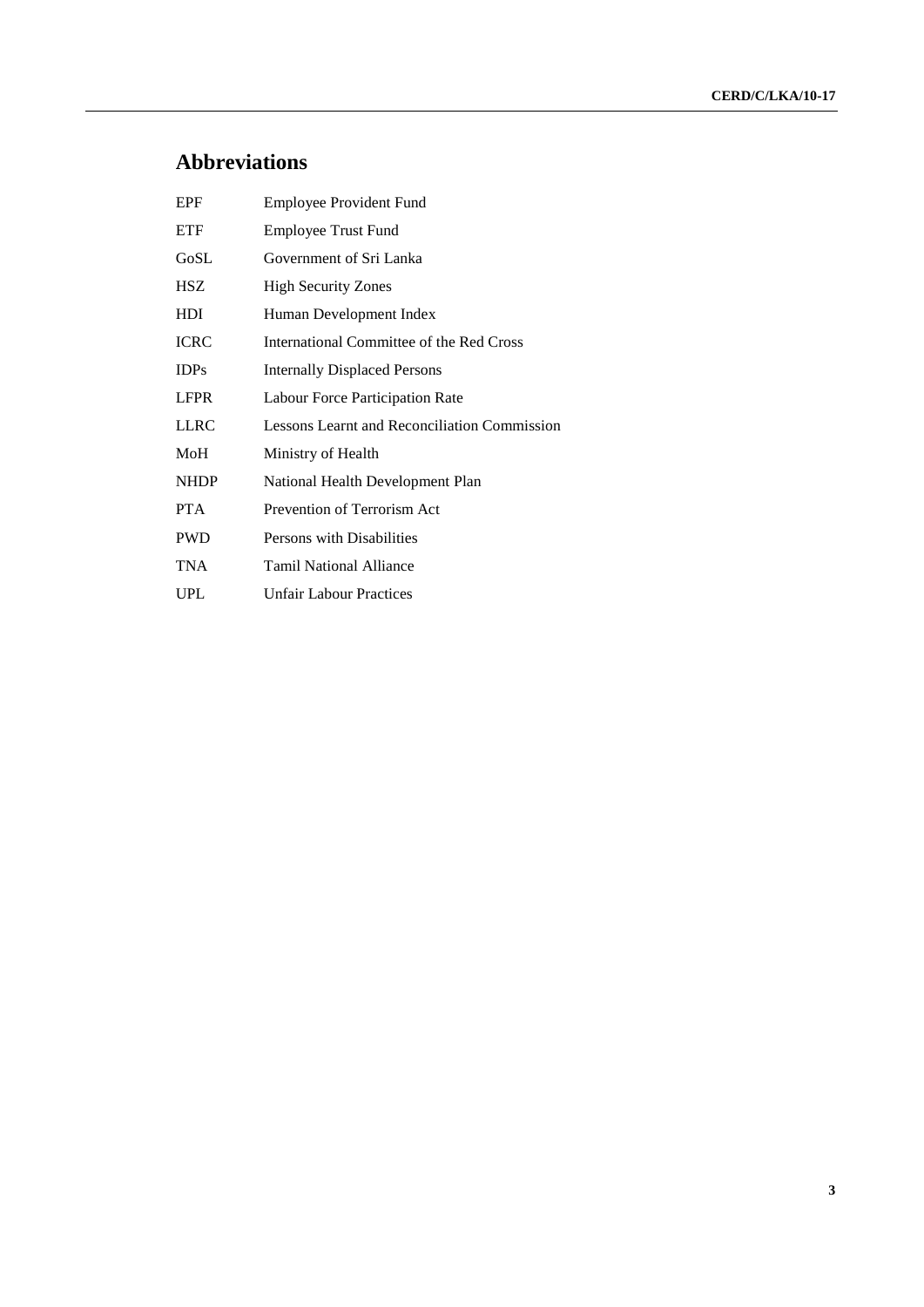## Abbreviations

| | |
|---|---|
| EPF | Employee Provident Fund |
| ETF | Employee Trust Fund |
| GoSL | Government of Sri Lanka |
| HSZ | High Security Zones |
| HDI | Human Development Index |
| ICRC | International Committee of the Red Cross |
| IDPs | Internally Displaced Persons |
| LFPR | Labour Force Participation Rate |
| LLRC | Lessons Learnt and Reconciliation Commission |
| MoH | Ministry of Health |
| NHDP | National Health Development Plan |
| PTA | Prevention of Terrorism Act |
| PWD | Persons with Disabilities |
| TNA | Tamil National Alliance |
| UPL | Unfair Labour Practices |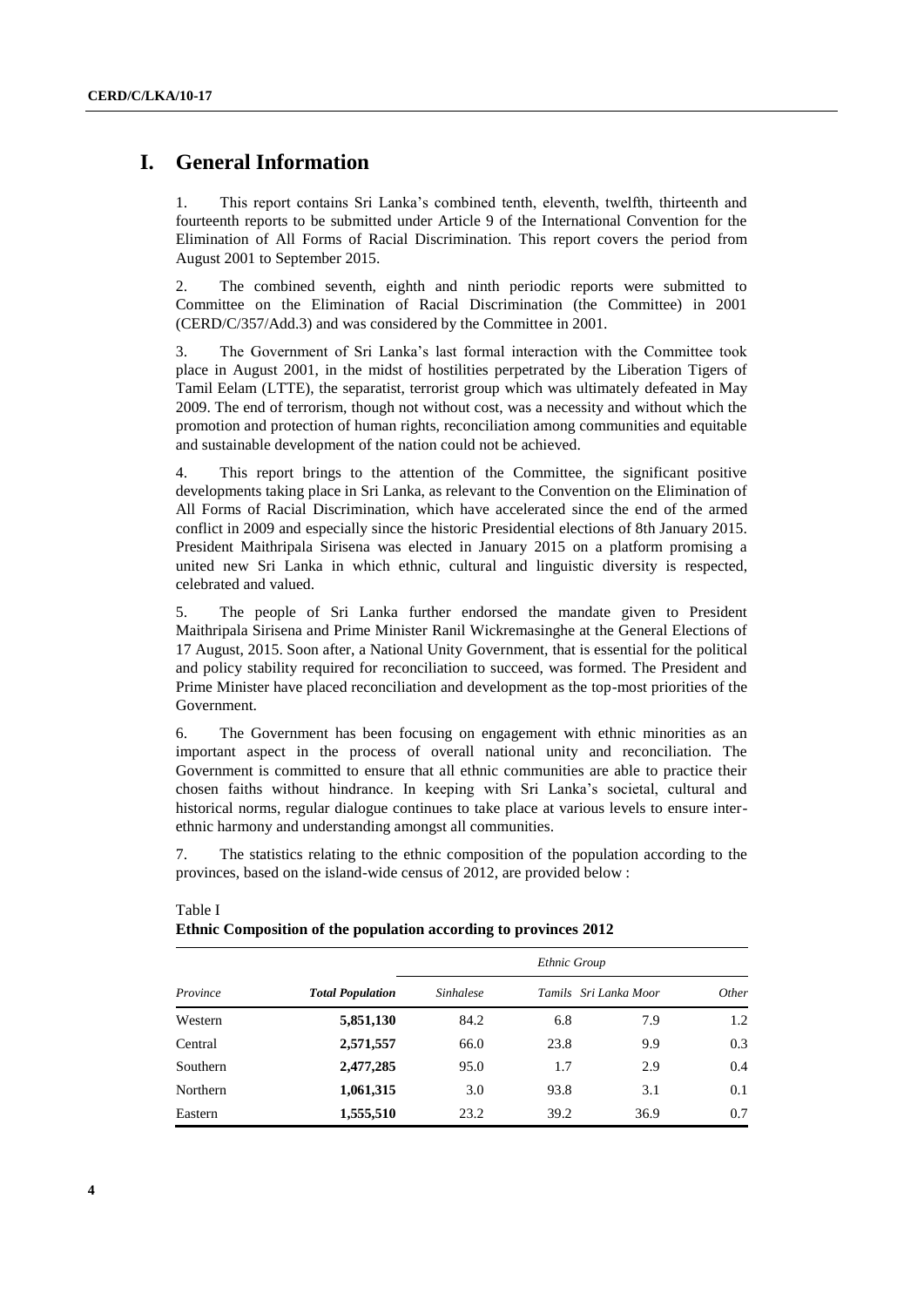# I. General Information

1. This report contains Sri Lanka's combined tenth, eleventh, twelfth, thirteenth and fourteenth reports to be submitted under Article 9 of the International Convention for the Elimination of All Forms of Racial Discrimination. This report covers the period from August 2001 to September 2015.

2. The combined seventh, eighth and ninth periodic reports were submitted to Committee on the Elimination of Racial Discrimination (the Committee) in 2001 (CERD/C/357/Add.3) and was considered by the Committee in 2001.

3. The Government of Sri Lanka's last formal interaction with the Committee took place in August 2001, in the midst of hostilities perpetrated by the Liberation Tigers of Tamil Eelam (LTTE), the separatist, terrorist group which was ultimately defeated in May 2009. The end of terrorism, though not without cost, was a necessity and without which the promotion and protection of human rights, reconciliation among communities and equitable and sustainable development of the nation could not be achieved.

4. This report brings to the attention of the Committee, the significant positive developments taking place in Sri Lanka, as relevant to the Convention on the Elimination of All Forms of Racial Discrimination, which have accelerated since the end of the armed conflict in 2009 and especially since the historic Presidential elections of 8th January 2015. President Maithripala Sirisena was elected in January 2015 on a platform promising a united new Sri Lanka in which ethnic, cultural and linguistic diversity is respected, celebrated and valued.

5. The people of Sri Lanka further endorsed the mandate given to President Maithripala Sirisena and Prime Minister Ranil Wickremasinghe at the General Elections of 17 August, 2015. Soon after, a National Unity Government, that is essential for the political and policy stability required for reconciliation to succeed, was formed. The President and Prime Minister have placed reconciliation and development as the top-most priorities of the Government.

6. The Government has been focusing on engagement with ethnic minorities as an important aspect in the process of overall national unity and reconciliation. The Government is committed to ensure that all ethnic communities are able to practice their chosen faiths without hindrance. In keeping with Sri Lanka's societal, cultural and historical norms, regular dialogue continues to take place at various levels to ensure inter-ethnic harmony and understanding amongst all communities.

7. The statistics relating to the ethnic composition of the population according to the provinces, based on the island-wide census of 2012, are provided below :

Table I
**Ethnic Composition of the population according to provinces 2012**

| | | *Ethnic Group* | | | |
|---|---|---|---|---|---|
| *Province* | ***Total Population*** | *Sinhalese* | *Tamils* | *Sri Lanka Moor* | *Other* |
| Western | **5,851,130** | 84.2 | 6.8 | 7.9 | 1.2 |
| Central | **2,571,557** | 66.0 | 23.8 | 9.9 | 0.3 |
| Southern | **2,477,285** | 95.0 | 1.7 | 2.9 | 0.4 |
| Northern | **1,061,315** | 3.0 | 93.8 | 3.1 | 0.1 |
| Eastern | **1,555,510** | 23.2 | 39.2 | 36.9 | 0.7 |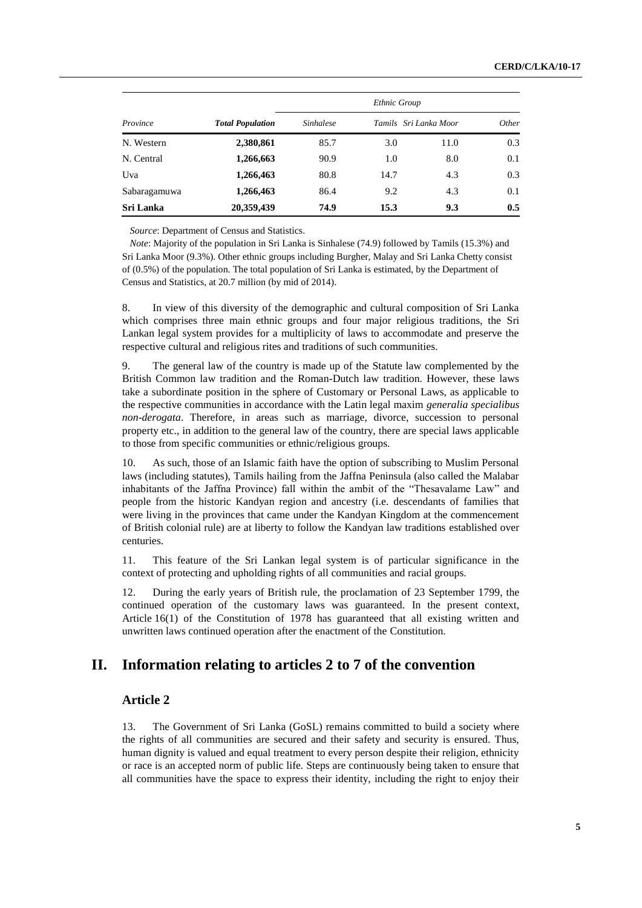| *Province* | *Total Population* | *Ethnic Group* | | | |
|---|---|---|---|---|---|
| | | *Sinhalese* | *Tamils* | *Sri Lanka Moor* | *Other* |
| N. Western | **2,380,861** | 85.7 | 3.0 | 11.0 | 0.3 |
| N. Central | **1,266,663** | 90.9 | 1.0 | 8.0 | 0.1 |
| Uva | **1,266,463** | 80.8 | 14.7 | 4.3 | 0.3 |
| Sabaragamuwa | **1,266,463** | 86.4 | 9.2 | 4.3 | 0.1 |
| **Sri Lanka** | **20,359,439** | **74.9** | **15.3** | **9.3** | **0.5** |

*Source*: Department of Census and Statistics.

*Note*: Majority of the population in Sri Lanka is Sinhalese (74.9) followed by Tamils (15.3%) and Sri Lanka Moor (9.3%). Other ethnic groups including Burgher, Malay and Sri Lanka Chetty consist of (0.5%) of the population. The total population of Sri Lanka is estimated, by the Department of Census and Statistics, at 20.7 million (by mid of 2014).

8. In view of this diversity of the demographic and cultural composition of Sri Lanka which comprises three main ethnic groups and four major religious traditions, the Sri Lankan legal system provides for a multiplicity of laws to accommodate and preserve the respective cultural and religious rites and traditions of such communities.

9. The general law of the country is made up of the Statute law complemented by the British Common law tradition and the Roman-Dutch law tradition. However, these laws take a subordinate position in the sphere of Customary or Personal Laws, as applicable to the respective communities in accordance with the Latin legal maxim *generalia specialibus non-derogata*. Therefore, in areas such as marriage, divorce, succession to personal property etc., in addition to the general law of the country, there are special laws applicable to those from specific communities or ethnic/religious groups.

10. As such, those of an Islamic faith have the option of subscribing to Muslim Personal laws (including statutes), Tamils hailing from the Jaffna Peninsula (also called the Malabar inhabitants of the Jaffna Province) fall within the ambit of the "Thesavalame Law" and people from the historic Kandyan region and ancestry (i.e. descendants of families that were living in the provinces that came under the Kandyan Kingdom at the commencement of British colonial rule) are at liberty to follow the Kandyan law traditions established over centuries.

11. This feature of the Sri Lankan legal system is of particular significance in the context of protecting and upholding rights of all communities and racial groups.

12. During the early years of British rule, the proclamation of 23 September 1799, the continued operation of the customary laws was guaranteed. In the present context, Article 16(1) of the Constitution of 1978 has guaranteed that all existing written and unwritten laws continued operation after the enactment of the Constitution.

# II. Information relating to articles 2 to 7 of the convention

## Article 2

13. The Government of Sri Lanka (GoSL) remains committed to build a society where the rights of all communities are secured and their safety and security is ensured. Thus, human dignity is valued and equal treatment to every person despite their religion, ethnicity or race is an accepted norm of public life. Steps are continuously being taken to ensure that all communities have the space to express their identity, including the right to enjoy their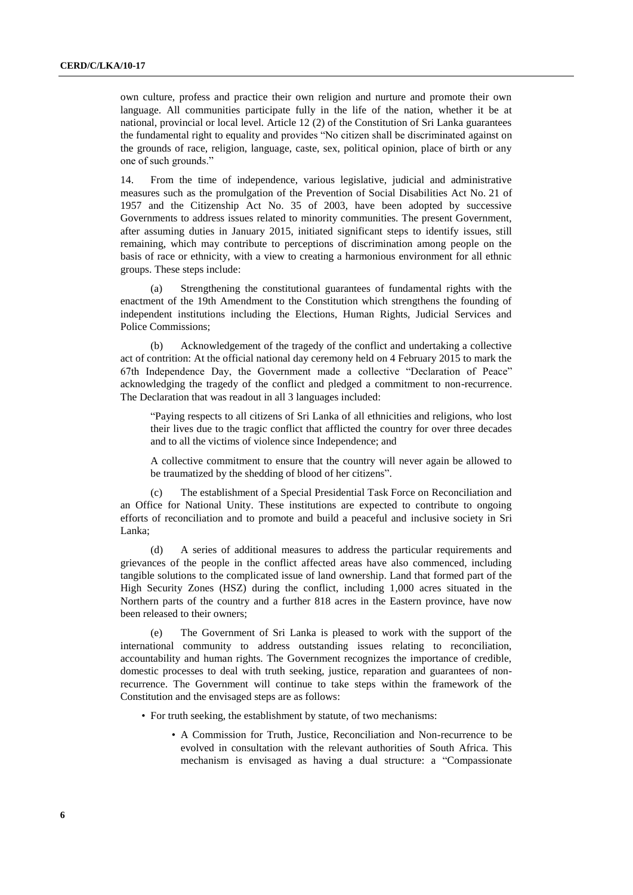own culture, profess and practice their own religion and nurture and promote their own language. All communities participate fully in the life of the nation, whether it be at national, provincial or local level. Article 12 (2) of the Constitution of Sri Lanka guarantees the fundamental right to equality and provides "No citizen shall be discriminated against on the grounds of race, religion, language, caste, sex, political opinion, place of birth or any one of such grounds."

14. From the time of independence, various legislative, judicial and administrative measures such as the promulgation of the Prevention of Social Disabilities Act No. 21 of 1957 and the Citizenship Act No. 35 of 2003, have been adopted by successive Governments to address issues related to minority communities. The present Government, after assuming duties in January 2015, initiated significant steps to identify issues, still remaining, which may contribute to perceptions of discrimination among people on the basis of race or ethnicity, with a view to creating a harmonious environment for all ethnic groups. These steps include:

(a) Strengthening the constitutional guarantees of fundamental rights with the enactment of the 19th Amendment to the Constitution which strengthens the founding of independent institutions including the Elections, Human Rights, Judicial Services and Police Commissions;

(b) Acknowledgement of the tragedy of the conflict and undertaking a collective act of contrition: At the official national day ceremony held on 4 February 2015 to mark the 67th Independence Day, the Government made a collective "Declaration of Peace" acknowledging the tragedy of the conflict and pledged a commitment to non-recurrence. The Declaration that was readout in all 3 languages included:

> "Paying respects to all citizens of Sri Lanka of all ethnicities and religions, who lost their lives due to the tragic conflict that afflicted the country for over three decades and to all the victims of violence since Independence; and
>
> A collective commitment to ensure that the country will never again be allowed to be traumatized by the shedding of blood of her citizens".

(c) The establishment of a Special Presidential Task Force on Reconciliation and an Office for National Unity. These institutions are expected to contribute to ongoing efforts of reconciliation and to promote and build a peaceful and inclusive society in Sri Lanka;

(d) A series of additional measures to address the particular requirements and grievances of the people in the conflict affected areas have also commenced, including tangible solutions to the complicated issue of land ownership. Land that formed part of the High Security Zones (HSZ) during the conflict, including 1,000 acres situated in the Northern parts of the country and a further 818 acres in the Eastern province, have now been released to their owners;

(e) The Government of Sri Lanka is pleased to work with the support of the international community to address outstanding issues relating to reconciliation, accountability and human rights. The Government recognizes the importance of credible, domestic processes to deal with truth seeking, justice, reparation and guarantees of non-recurrence. The Government will continue to take steps within the framework of the Constitution and the envisaged steps are as follows:

- For truth seeking, the establishment by statute, of two mechanisms:
  - A Commission for Truth, Justice, Reconciliation and Non-recurrence to be evolved in consultation with the relevant authorities of South Africa. This mechanism is envisaged as having a dual structure: a "Compassionate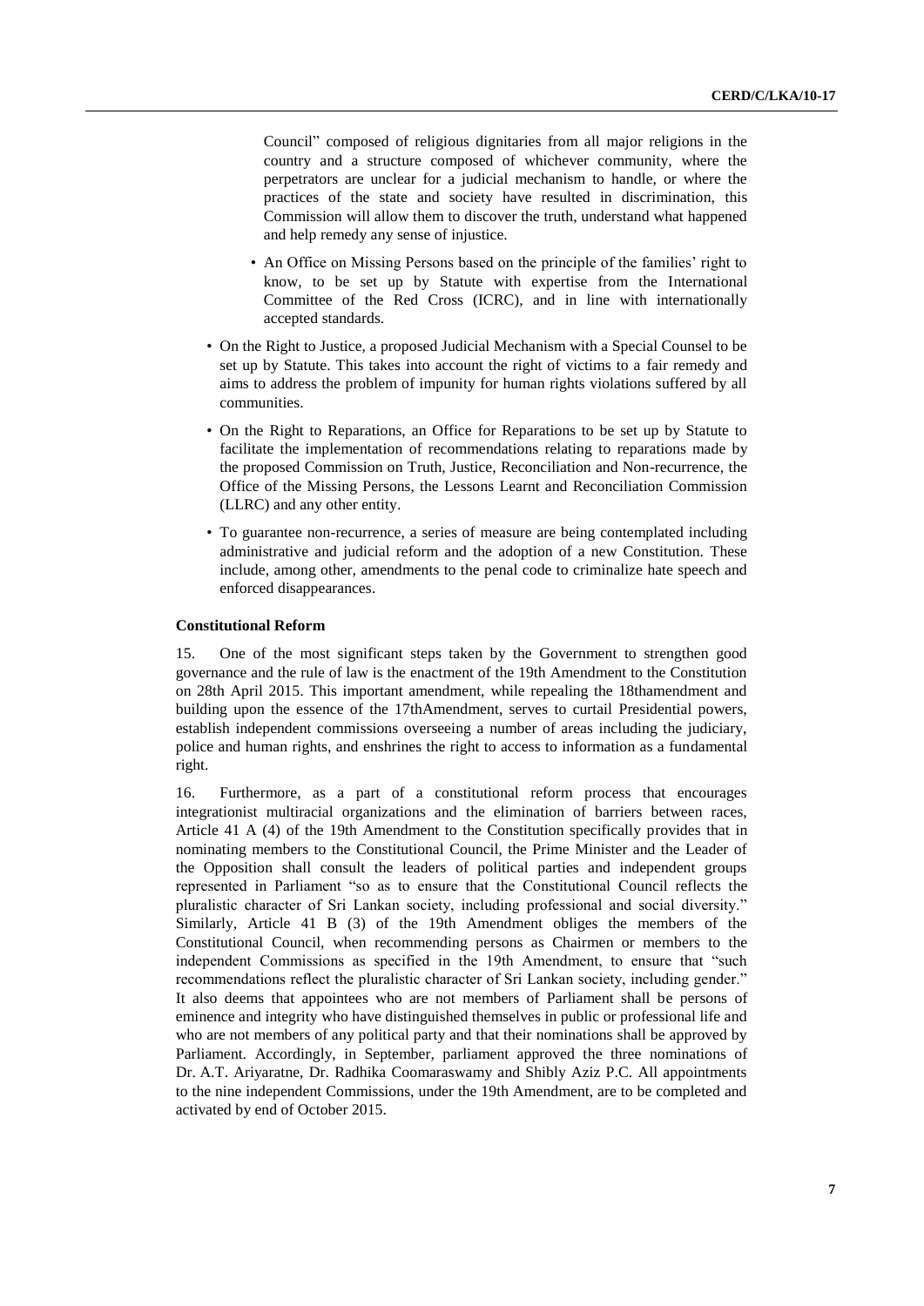Council" composed of religious dignitaries from all major religions in the country and a structure composed of whichever community, where the perpetrators are unclear for a judicial mechanism to handle, or where the practices of the state and society have resulted in discrimination, this Commission will allow them to discover the truth, understand what happened and help remedy any sense of injustice.

  - An Office on Missing Persons based on the principle of the families' right to know, to be set up by Statute with expertise from the International Committee of the Red Cross (ICRC), and in line with internationally accepted standards.

- On the Right to Justice, a proposed Judicial Mechanism with a Special Counsel to be set up by Statute. This takes into account the right of victims to a fair remedy and aims to address the problem of impunity for human rights violations suffered by all communities.
- On the Right to Reparations, an Office for Reparations to be set up by Statute to facilitate the implementation of recommendations relating to reparations made by the proposed Commission on Truth, Justice, Reconciliation and Non-recurrence, the Office of the Missing Persons, the Lessons Learnt and Reconciliation Commission (LLRC) and any other entity.
- To guarantee non-recurrence, a series of measure are being contemplated including administrative and judicial reform and the adoption of a new Constitution. These include, among other, amendments to the penal code to criminalize hate speech and enforced disappearances.

**Constitutional Reform**

15. One of the most significant steps taken by the Government to strengthen good governance and the rule of law is the enactment of the 19th Amendment to the Constitution on 28th April 2015. This important amendment, while repealing the 18thamendment and building upon the essence of the 17thAmendment, serves to curtail Presidential powers, establish independent commissions overseeing a number of areas including the judiciary, police and human rights, and enshrines the right to access to information as a fundamental right.

16. Furthermore, as a part of a constitutional reform process that encourages integrationist multiracial organizations and the elimination of barriers between races, Article 41 A (4) of the 19th Amendment to the Constitution specifically provides that in nominating members to the Constitutional Council, the Prime Minister and the Leader of the Opposition shall consult the leaders of political parties and independent groups represented in Parliament "so as to ensure that the Constitutional Council reflects the pluralistic character of Sri Lankan society, including professional and social diversity." Similarly, Article 41 B (3) of the 19th Amendment obliges the members of the Constitutional Council, when recommending persons as Chairmen or members to the independent Commissions as specified in the 19th Amendment, to ensure that "such recommendations reflect the pluralistic character of Sri Lankan society, including gender." It also deems that appointees who are not members of Parliament shall be persons of eminence and integrity who have distinguished themselves in public or professional life and who are not members of any political party and that their nominations shall be approved by Parliament. Accordingly, in September, parliament approved the three nominations of Dr. A.T. Ariyaratne, Dr. Radhika Coomaraswamy and Shibly Aziz P.C. All appointments to the nine independent Commissions, under the 19th Amendment, are to be completed and activated by end of October 2015.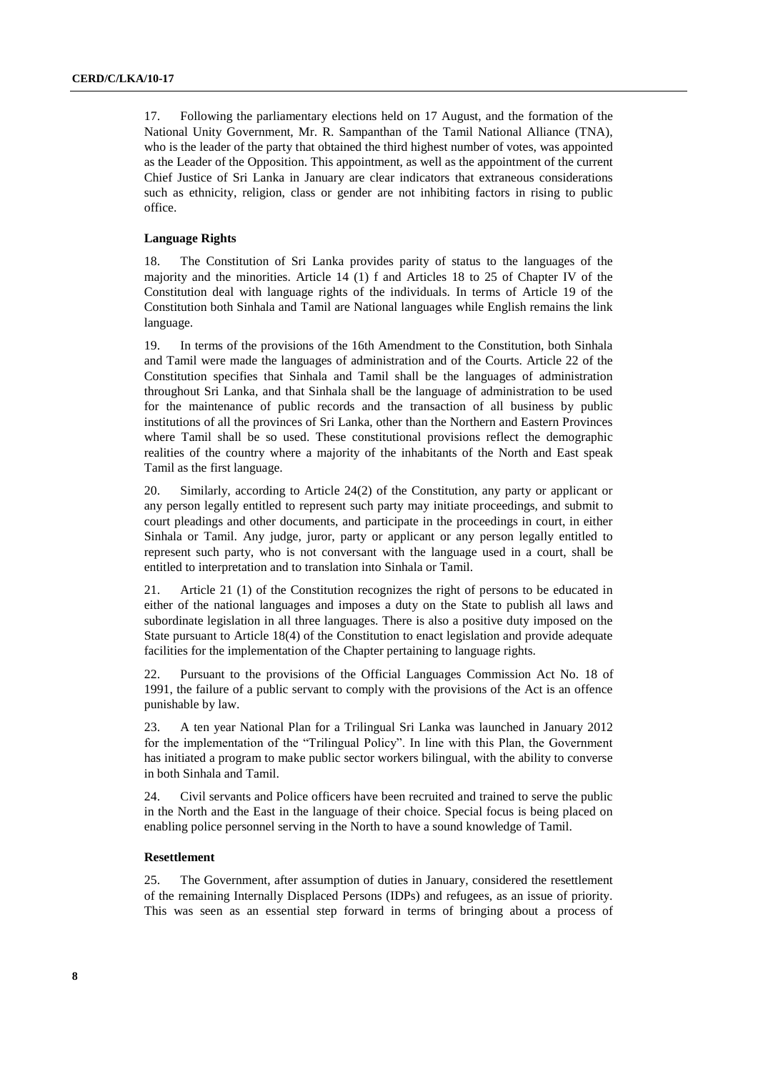17. Following the parliamentary elections held on 17 August, and the formation of the National Unity Government, Mr. R. Sampanthan of the Tamil National Alliance (TNA), who is the leader of the party that obtained the third highest number of votes, was appointed as the Leader of the Opposition. This appointment, as well as the appointment of the current Chief Justice of Sri Lanka in January are clear indicators that extraneous considerations such as ethnicity, religion, class or gender are not inhibiting factors in rising to public office.

**Language Rights**

18. The Constitution of Sri Lanka provides parity of status to the languages of the majority and the minorities. Article 14 (1) f and Articles 18 to 25 of Chapter IV of the Constitution deal with language rights of the individuals. In terms of Article 19 of the Constitution both Sinhala and Tamil are National languages while English remains the link language.

19. In terms of the provisions of the 16th Amendment to the Constitution, both Sinhala and Tamil were made the languages of administration and of the Courts. Article 22 of the Constitution specifies that Sinhala and Tamil shall be the languages of administration throughout Sri Lanka, and that Sinhala shall be the language of administration to be used for the maintenance of public records and the transaction of all business by public institutions of all the provinces of Sri Lanka, other than the Northern and Eastern Provinces where Tamil shall be so used. These constitutional provisions reflect the demographic realities of the country where a majority of the inhabitants of the North and East speak Tamil as the first language.

20. Similarly, according to Article 24(2) of the Constitution, any party or applicant or any person legally entitled to represent such party may initiate proceedings, and submit to court pleadings and other documents, and participate in the proceedings in court, in either Sinhala or Tamil. Any judge, juror, party or applicant or any person legally entitled to represent such party, who is not conversant with the language used in a court, shall be entitled to interpretation and to translation into Sinhala or Tamil.

21. Article 21 (1) of the Constitution recognizes the right of persons to be educated in either of the national languages and imposes a duty on the State to publish all laws and subordinate legislation in all three languages. There is also a positive duty imposed on the State pursuant to Article 18(4) of the Constitution to enact legislation and provide adequate facilities for the implementation of the Chapter pertaining to language rights.

22. Pursuant to the provisions of the Official Languages Commission Act No. 18 of 1991, the failure of a public servant to comply with the provisions of the Act is an offence punishable by law.

23. A ten year National Plan for a Trilingual Sri Lanka was launched in January 2012 for the implementation of the "Trilingual Policy". In line with this Plan, the Government has initiated a program to make public sector workers bilingual, with the ability to converse in both Sinhala and Tamil.

24. Civil servants and Police officers have been recruited and trained to serve the public in the North and the East in the language of their choice. Special focus is being placed on enabling police personnel serving in the North to have a sound knowledge of Tamil.

**Resettlement**

25. The Government, after assumption of duties in January, considered the resettlement of the remaining Internally Displaced Persons (IDPs) and refugees, as an issue of priority. This was seen as an essential step forward in terms of bringing about a process of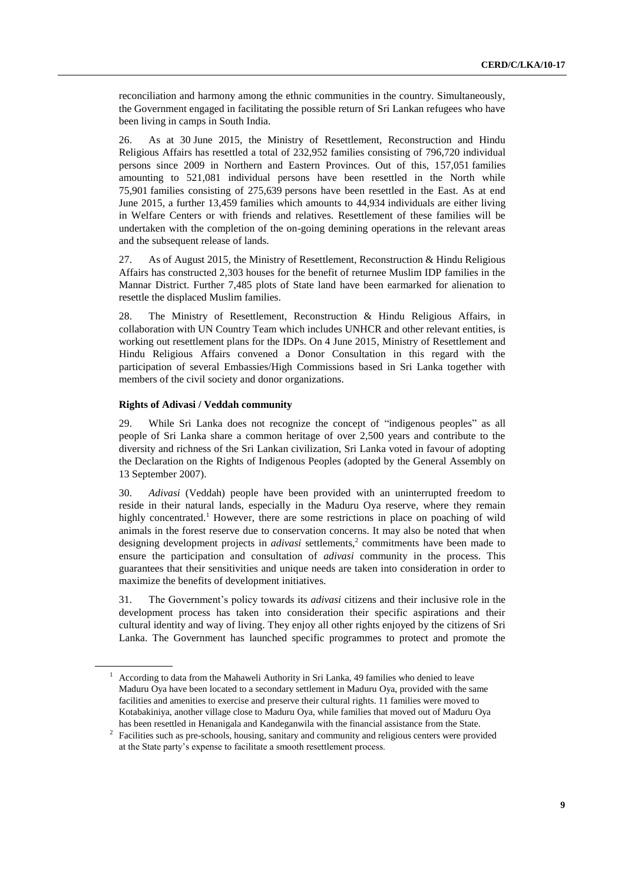reconciliation and harmony among the ethnic communities in the country. Simultaneously, the Government engaged in facilitating the possible return of Sri Lankan refugees who have been living in camps in South India.

26. As at 30 June 2015, the Ministry of Resettlement, Reconstruction and Hindu Religious Affairs has resettled a total of 232,952 families consisting of 796,720 individual persons since 2009 in Northern and Eastern Provinces. Out of this, 157,051 families amounting to 521,081 individual persons have been resettled in the North while 75,901 families consisting of 275,639 persons have been resettled in the East. As at end June 2015, a further 13,459 families which amounts to 44,934 individuals are either living in Welfare Centers or with friends and relatives. Resettlement of these families will be undertaken with the completion of the on-going demining operations in the relevant areas and the subsequent release of lands.

27. As of August 2015, the Ministry of Resettlement, Reconstruction & Hindu Religious Affairs has constructed 2,303 houses for the benefit of returnee Muslim IDP families in the Mannar District. Further 7,485 plots of State land have been earmarked for alienation to resettle the displaced Muslim families.

28. The Ministry of Resettlement, Reconstruction & Hindu Religious Affairs, in collaboration with UN Country Team which includes UNHCR and other relevant entities, is working out resettlement plans for the IDPs. On 4 June 2015, Ministry of Resettlement and Hindu Religious Affairs convened a Donor Consultation in this regard with the participation of several Embassies/High Commissions based in Sri Lanka together with members of the civil society and donor organizations.

**Rights of Adivasi / Veddah community**

29. While Sri Lanka does not recognize the concept of "indigenous peoples" as all people of Sri Lanka share a common heritage of over 2,500 years and contribute to the diversity and richness of the Sri Lankan civilization, Sri Lanka voted in favour of adopting the Declaration on the Rights of Indigenous Peoples (adopted by the General Assembly on 13 September 2007).

30. *Adivasi* (Veddah) people have been provided with an uninterrupted freedom to reside in their natural lands, especially in the Maduru Oya reserve, where they remain highly concentrated.[1] However, there are some restrictions in place on poaching of wild animals in the forest reserve due to conservation concerns. It may also be noted that when designing development projects in *adivasi* settlements,[2] commitments have been made to ensure the participation and consultation of *adivasi* community in the process. This guarantees that their sensitivities and unique needs are taken into consideration in order to maximize the benefits of development initiatives.

31. The Government's policy towards its *adivasi* citizens and their inclusive role in the development process has taken into consideration their specific aspirations and their cultural identity and way of living. They enjoy all other rights enjoyed by the citizens of Sri Lanka. The Government has launched specific programmes to protect and promote the

[1] According to data from the Mahaweli Authority in Sri Lanka, 49 families who denied to leave Maduru Oya have been located to a secondary settlement in Maduru Oya, provided with the same facilities and amenities to exercise and preserve their cultural rights. 11 families were moved to Kotabakiniya, another village close to Maduru Oya, while families that moved out of Maduru Oya has been resettled in Henanigala and Kandeganwila with the financial assistance from the State.

[2] Facilities such as pre-schools, housing, sanitary and community and religious centers were provided at the State party's expense to facilitate a smooth resettlement process.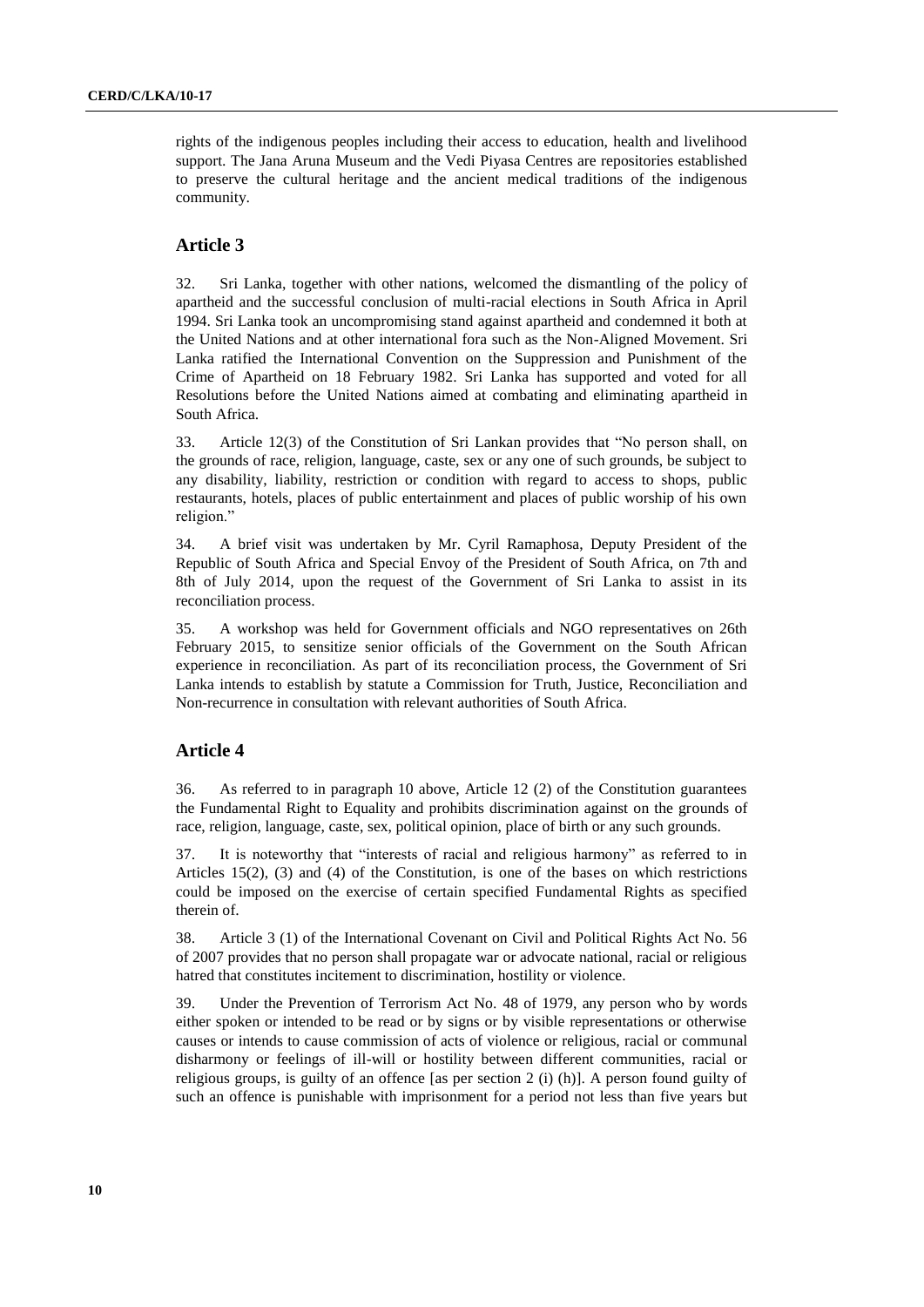rights of the indigenous peoples including their access to education, health and livelihood support. The Jana Aruna Museum and the Vedi Piyasa Centres are repositories established to preserve the cultural heritage and the ancient medical traditions of the indigenous community.

## Article 3

32. Sri Lanka, together with other nations, welcomed the dismantling of the policy of apartheid and the successful conclusion of multi-racial elections in South Africa in April 1994. Sri Lanka took an uncompromising stand against apartheid and condemned it both at the United Nations and at other international fora such as the Non-Aligned Movement. Sri Lanka ratified the International Convention on the Suppression and Punishment of the Crime of Apartheid on 18 February 1982. Sri Lanka has supported and voted for all Resolutions before the United Nations aimed at combating and eliminating apartheid in South Africa.

33. Article 12(3) of the Constitution of Sri Lankan provides that "No person shall, on the grounds of race, religion, language, caste, sex or any one of such grounds, be subject to any disability, liability, restriction or condition with regard to access to shops, public restaurants, hotels, places of public entertainment and places of public worship of his own religion."

34. A brief visit was undertaken by Mr. Cyril Ramaphosa, Deputy President of the Republic of South Africa and Special Envoy of the President of South Africa, on 7th and 8th of July 2014, upon the request of the Government of Sri Lanka to assist in its reconciliation process.

35. A workshop was held for Government officials and NGO representatives on 26th February 2015, to sensitize senior officials of the Government on the South African experience in reconciliation. As part of its reconciliation process, the Government of Sri Lanka intends to establish by statute a Commission for Truth, Justice, Reconciliation and Non-recurrence in consultation with relevant authorities of South Africa.

## Article 4

36. As referred to in paragraph 10 above, Article 12 (2) of the Constitution guarantees the Fundamental Right to Equality and prohibits discrimination against on the grounds of race, religion, language, caste, sex, political opinion, place of birth or any such grounds.

37. It is noteworthy that "interests of racial and religious harmony" as referred to in Articles 15(2), (3) and (4) of the Constitution, is one of the bases on which restrictions could be imposed on the exercise of certain specified Fundamental Rights as specified therein of.

38. Article 3 (1) of the International Covenant on Civil and Political Rights Act No. 56 of 2007 provides that no person shall propagate war or advocate national, racial or religious hatred that constitutes incitement to discrimination, hostility or violence.

39. Under the Prevention of Terrorism Act No. 48 of 1979, any person who by words either spoken or intended to be read or by signs or by visible representations or otherwise causes or intends to cause commission of acts of violence or religious, racial or communal disharmony or feelings of ill-will or hostility between different communities, racial or religious groups, is guilty of an offence [as per section 2 (i) (h)]. A person found guilty of such an offence is punishable with imprisonment for a period not less than five years but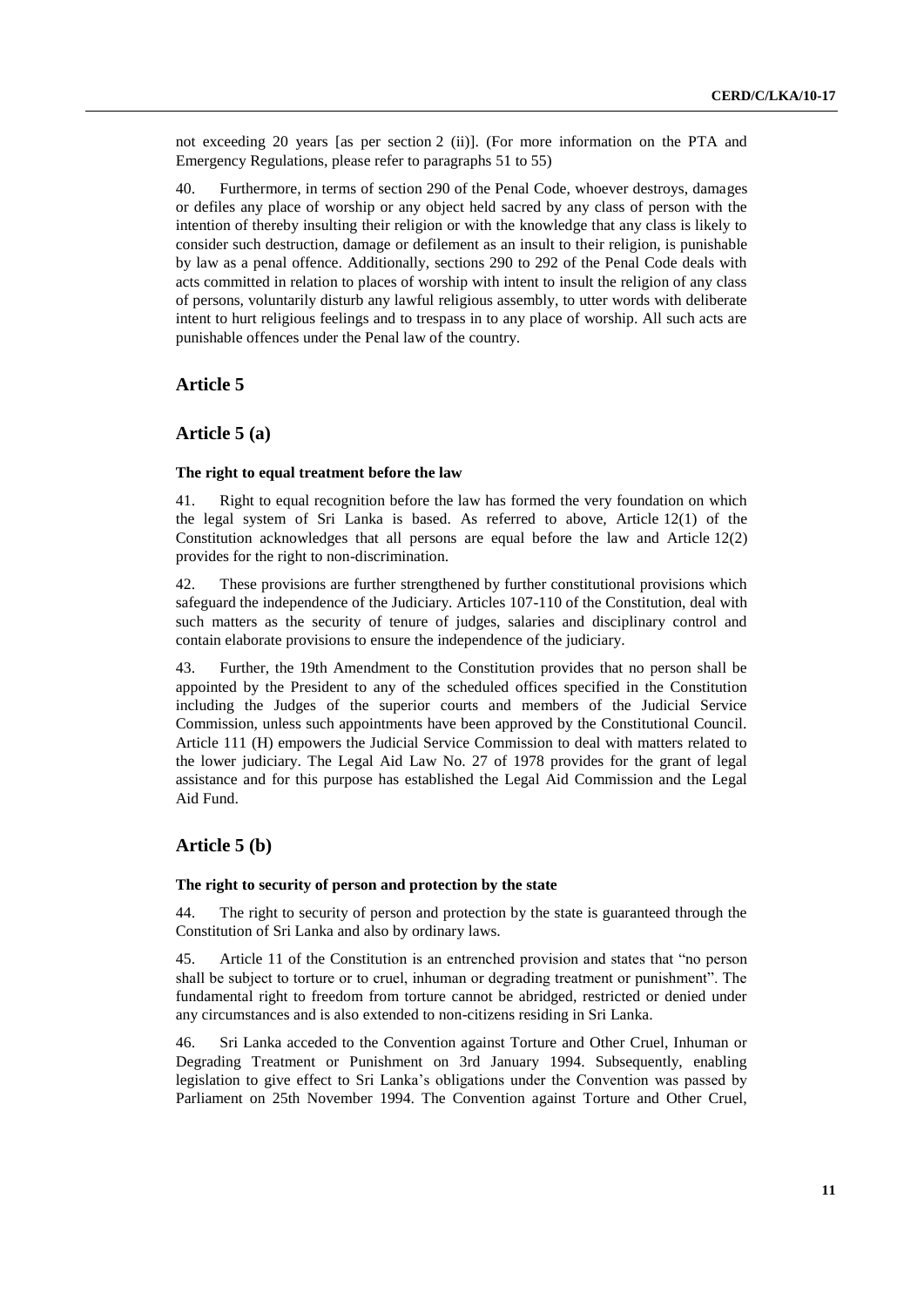not exceeding 20 years [as per section 2 (ii)]. (For more information on the PTA and Emergency Regulations, please refer to paragraphs 51 to 55)

40. Furthermore, in terms of section 290 of the Penal Code, whoever destroys, damages or defiles any place of worship or any object held sacred by any class of person with the intention of thereby insulting their religion or with the knowledge that any class is likely to consider such destruction, damage or defilement as an insult to their religion, is punishable by law as a penal offence. Additionally, sections 290 to 292 of the Penal Code deals with acts committed in relation to places of worship with intent to insult the religion of any class of persons, voluntarily disturb any lawful religious assembly, to utter words with deliberate intent to hurt religious feelings and to trespass in to any place of worship. All such acts are punishable offences under the Penal law of the country.

## Article 5

## Article 5 (a)

#### The right to equal treatment before the law

41. Right to equal recognition before the law has formed the very foundation on which the legal system of Sri Lanka is based. As referred to above, Article 12(1) of the Constitution acknowledges that all persons are equal before the law and Article 12(2) provides for the right to non-discrimination.

42. These provisions are further strengthened by further constitutional provisions which safeguard the independence of the Judiciary. Articles 107-110 of the Constitution, deal with such matters as the security of tenure of judges, salaries and disciplinary control and contain elaborate provisions to ensure the independence of the judiciary.

43. Further, the 19th Amendment to the Constitution provides that no person shall be appointed by the President to any of the scheduled offices specified in the Constitution including the Judges of the superior courts and members of the Judicial Service Commission, unless such appointments have been approved by the Constitutional Council. Article 111 (H) empowers the Judicial Service Commission to deal with matters related to the lower judiciary. The Legal Aid Law No. 27 of 1978 provides for the grant of legal assistance and for this purpose has established the Legal Aid Commission and the Legal Aid Fund.

## Article 5 (b)

#### The right to security of person and protection by the state

44. The right to security of person and protection by the state is guaranteed through the Constitution of Sri Lanka and also by ordinary laws.

45. Article 11 of the Constitution is an entrenched provision and states that "no person shall be subject to torture or to cruel, inhuman or degrading treatment or punishment". The fundamental right to freedom from torture cannot be abridged, restricted or denied under any circumstances and is also extended to non-citizens residing in Sri Lanka.

46. Sri Lanka acceded to the Convention against Torture and Other Cruel, Inhuman or Degrading Treatment or Punishment on 3rd January 1994. Subsequently, enabling legislation to give effect to Sri Lanka's obligations under the Convention was passed by Parliament on 25th November 1994. The Convention against Torture and Other Cruel,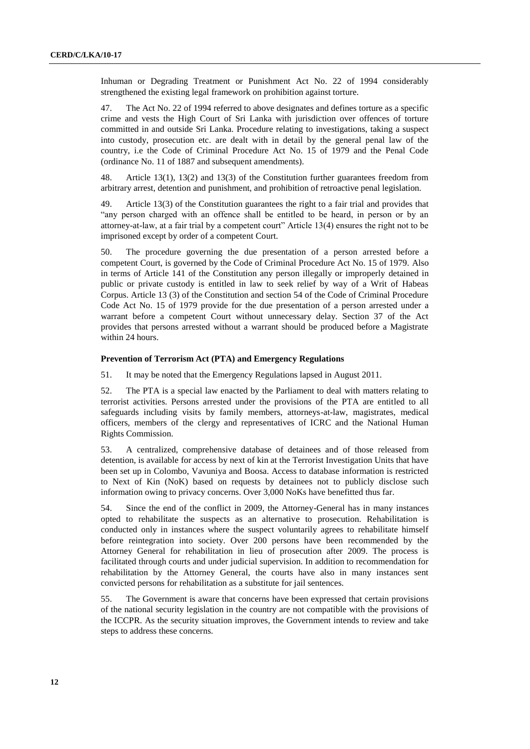Inhuman or Degrading Treatment or Punishment Act No. 22 of 1994 considerably strengthened the existing legal framework on prohibition against torture.

47. The Act No. 22 of 1994 referred to above designates and defines torture as a specific crime and vests the High Court of Sri Lanka with jurisdiction over offences of torture committed in and outside Sri Lanka. Procedure relating to investigations, taking a suspect into custody, prosecution etc. are dealt with in detail by the general penal law of the country, i.e the Code of Criminal Procedure Act No. 15 of 1979 and the Penal Code (ordinance No. 11 of 1887 and subsequent amendments).

48. Article 13(1), 13(2) and 13(3) of the Constitution further guarantees freedom from arbitrary arrest, detention and punishment, and prohibition of retroactive penal legislation.

49. Article 13(3) of the Constitution guarantees the right to a fair trial and provides that "any person charged with an offence shall be entitled to be heard, in person or by an attorney-at-law, at a fair trial by a competent court" Article 13(4) ensures the right not to be imprisoned except by order of a competent Court.

50. The procedure governing the due presentation of a person arrested before a competent Court, is governed by the Code of Criminal Procedure Act No. 15 of 1979. Also in terms of Article 141 of the Constitution any person illegally or improperly detained in public or private custody is entitled in law to seek relief by way of a Writ of Habeas Corpus. Article 13 (3) of the Constitution and section 54 of the Code of Criminal Procedure Code Act No. 15 of 1979 provide for the due presentation of a person arrested under a warrant before a competent Court without unnecessary delay. Section 37 of the Act provides that persons arrested without a warrant should be produced before a Magistrate within 24 hours.

**Prevention of Terrorism Act (PTA) and Emergency Regulations**

51. It may be noted that the Emergency Regulations lapsed in August 2011.

52. The PTA is a special law enacted by the Parliament to deal with matters relating to terrorist activities. Persons arrested under the provisions of the PTA are entitled to all safeguards including visits by family members, attorneys-at-law, magistrates, medical officers, members of the clergy and representatives of ICRC and the National Human Rights Commission.

53. A centralized, comprehensive database of detainees and of those released from detention, is available for access by next of kin at the Terrorist Investigation Units that have been set up in Colombo, Vavuniya and Boosa. Access to database information is restricted to Next of Kin (NoK) based on requests by detainees not to publicly disclose such information owing to privacy concerns. Over 3,000 NoKs have benefitted thus far.

54. Since the end of the conflict in 2009, the Attorney-General has in many instances opted to rehabilitate the suspects as an alternative to prosecution. Rehabilitation is conducted only in instances where the suspect voluntarily agrees to rehabilitate himself before reintegration into society. Over 200 persons have been recommended by the Attorney General for rehabilitation in lieu of prosecution after 2009. The process is facilitated through courts and under judicial supervision. In addition to recommendation for rehabilitation by the Attorney General, the courts have also in many instances sent convicted persons for rehabilitation as a substitute for jail sentences.

55. The Government is aware that concerns have been expressed that certain provisions of the national security legislation in the country are not compatible with the provisions of the ICCPR. As the security situation improves, the Government intends to review and take steps to address these concerns.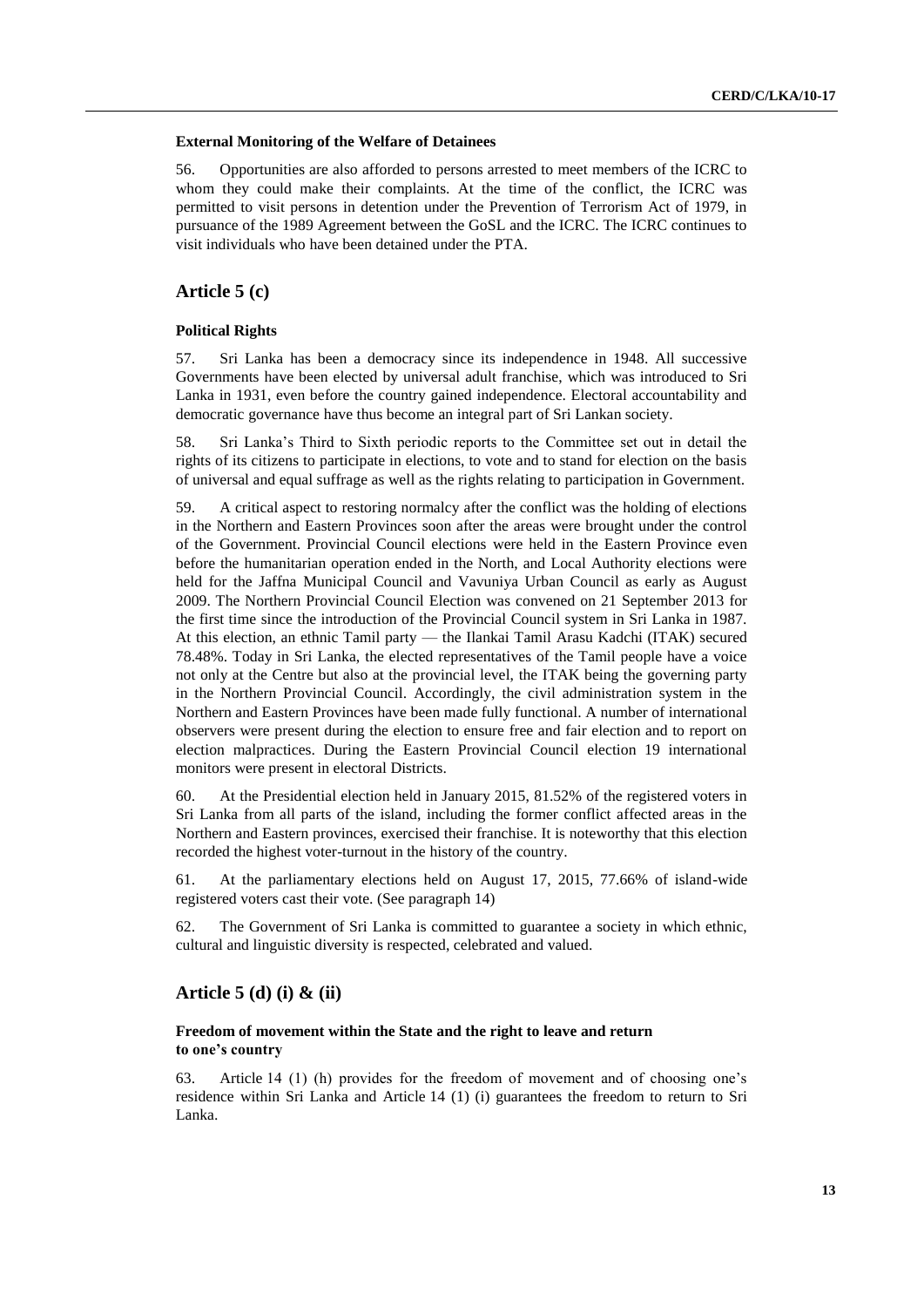#### External Monitoring of the Welfare of Detainees

56. Opportunities are also afforded to persons arrested to meet members of the ICRC to whom they could make their complaints. At the time of the conflict, the ICRC was permitted to visit persons in detention under the Prevention of Terrorism Act of 1979, in pursuance of the 1989 Agreement between the GoSL and the ICRC. The ICRC continues to visit individuals who have been detained under the PTA.

## Article 5 (c)

#### Political Rights

57. Sri Lanka has been a democracy since its independence in 1948. All successive Governments have been elected by universal adult franchise, which was introduced to Sri Lanka in 1931, even before the country gained independence. Electoral accountability and democratic governance have thus become an integral part of Sri Lankan society.

58. Sri Lanka's Third to Sixth periodic reports to the Committee set out in detail the rights of its citizens to participate in elections, to vote and to stand for election on the basis of universal and equal suffrage as well as the rights relating to participation in Government.

59. A critical aspect to restoring normalcy after the conflict was the holding of elections in the Northern and Eastern Provinces soon after the areas were brought under the control of the Government. Provincial Council elections were held in the Eastern Province even before the humanitarian operation ended in the North, and Local Authority elections were held for the Jaffna Municipal Council and Vavuniya Urban Council as early as August 2009. The Northern Provincial Council Election was convened on 21 September 2013 for the first time since the introduction of the Provincial Council system in Sri Lanka in 1987. At this election, an ethnic Tamil party — the Ilankai Tamil Arasu Kadchi (ITAK) secured 78.48%. Today in Sri Lanka, the elected representatives of the Tamil people have a voice not only at the Centre but also at the provincial level, the ITAK being the governing party in the Northern Provincial Council. Accordingly, the civil administration system in the Northern and Eastern Provinces have been made fully functional. A number of international observers were present during the election to ensure free and fair election and to report on election malpractices. During the Eastern Provincial Council election 19 international monitors were present in electoral Districts.

60. At the Presidential election held in January 2015, 81.52% of the registered voters in Sri Lanka from all parts of the island, including the former conflict affected areas in the Northern and Eastern provinces, exercised their franchise. It is noteworthy that this election recorded the highest voter-turnout in the history of the country.

61. At the parliamentary elections held on August 17, 2015, 77.66% of island-wide registered voters cast their vote. (See paragraph 14)

62. The Government of Sri Lanka is committed to guarantee a society in which ethnic, cultural and linguistic diversity is respected, celebrated and valued.

## Article 5 (d) (i) & (ii)

#### Freedom of movement within the State and the right to leave and return to one's country

63. Article 14 (1) (h) provides for the freedom of movement and of choosing one's residence within Sri Lanka and Article 14 (1) (i) guarantees the freedom to return to Sri Lanka.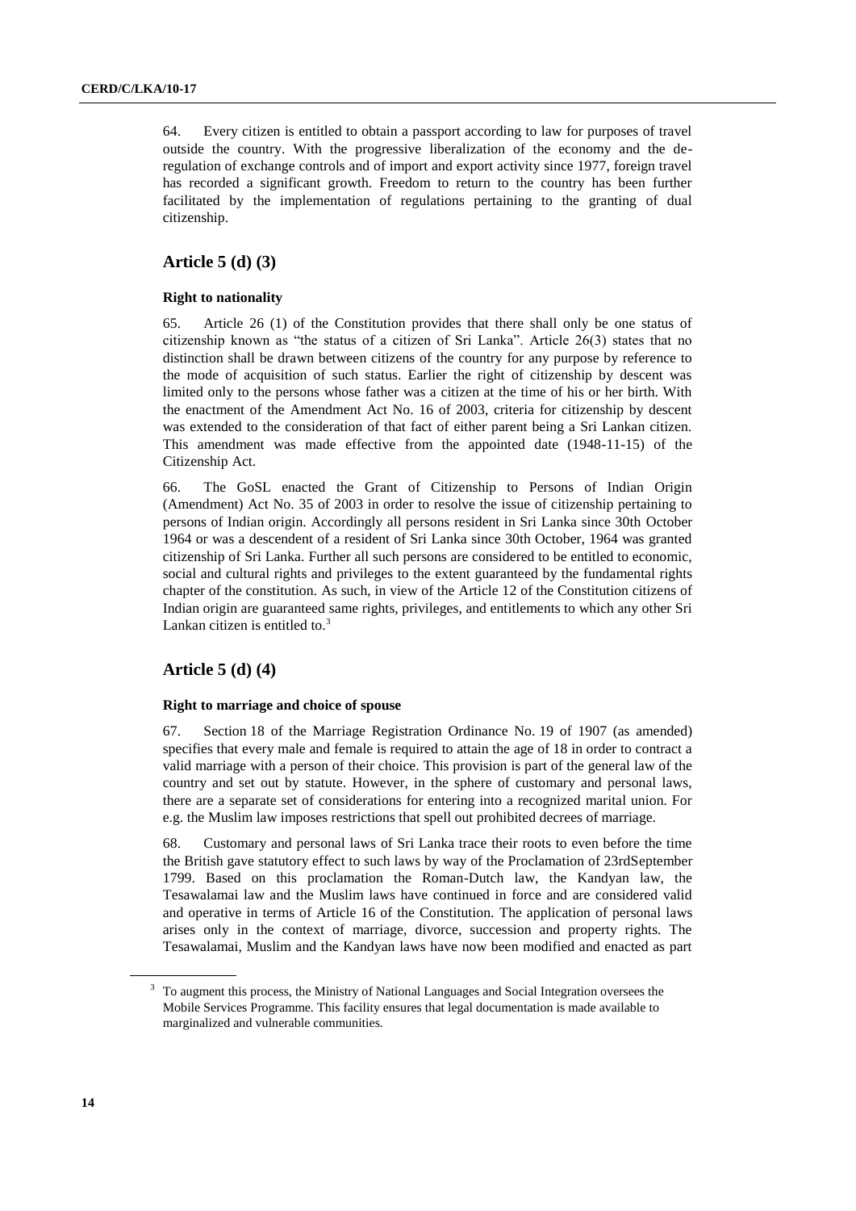64. Every citizen is entitled to obtain a passport according to law for purposes of travel outside the country. With the progressive liberalization of the economy and the de-regulation of exchange controls and of import and export activity since 1977, foreign travel has recorded a significant growth. Freedom to return to the country has been further facilitated by the implementation of regulations pertaining to the granting of dual citizenship.

## Article 5 (d) (3)

### Right to nationality

65. Article 26 (1) of the Constitution provides that there shall only be one status of citizenship known as "the status of a citizen of Sri Lanka". Article 26(3) states that no distinction shall be drawn between citizens of the country for any purpose by reference to the mode of acquisition of such status. Earlier the right of citizenship by descent was limited only to the persons whose father was a citizen at the time of his or her birth. With the enactment of the Amendment Act No. 16 of 2003, criteria for citizenship by descent was extended to the consideration of that fact of either parent being a Sri Lankan citizen. This amendment was made effective from the appointed date (1948-11-15) of the Citizenship Act.

66. The GoSL enacted the Grant of Citizenship to Persons of Indian Origin (Amendment) Act No. 35 of 2003 in order to resolve the issue of citizenship pertaining to persons of Indian origin. Accordingly all persons resident in Sri Lanka since 30th October 1964 or was a descendent of a resident of Sri Lanka since 30th October, 1964 was granted citizenship of Sri Lanka. Further all such persons are considered to be entitled to economic, social and cultural rights and privileges to the extent guaranteed by the fundamental rights chapter of the constitution. As such, in view of the Article 12 of the Constitution citizens of Indian origin are guaranteed same rights, privileges, and entitlements to which any other Sri Lankan citizen is entitled to.[3]

## Article 5 (d) (4)

### Right to marriage and choice of spouse

67. Section 18 of the Marriage Registration Ordinance No. 19 of 1907 (as amended) specifies that every male and female is required to attain the age of 18 in order to contract a valid marriage with a person of their choice. This provision is part of the general law of the country and set out by statute. However, in the sphere of customary and personal laws, there are a separate set of considerations for entering into a recognized marital union. For e.g. the Muslim law imposes restrictions that spell out prohibited decrees of marriage.

68. Customary and personal laws of Sri Lanka trace their roots to even before the time the British gave statutory effect to such laws by way of the Proclamation of 23rdSeptember 1799. Based on this proclamation the Roman-Dutch law, the Kandyan law, the Tesawalamai law and the Muslim laws have continued in force and are considered valid and operative in terms of Article 16 of the Constitution. The application of personal laws arises only in the context of marriage, divorce, succession and property rights. The Tesawalamai, Muslim and the Kandyan laws have now been modified and enacted as part

[3] To augment this process, the Ministry of National Languages and Social Integration oversees the Mobile Services Programme. This facility ensures that legal documentation is made available to marginalized and vulnerable communities.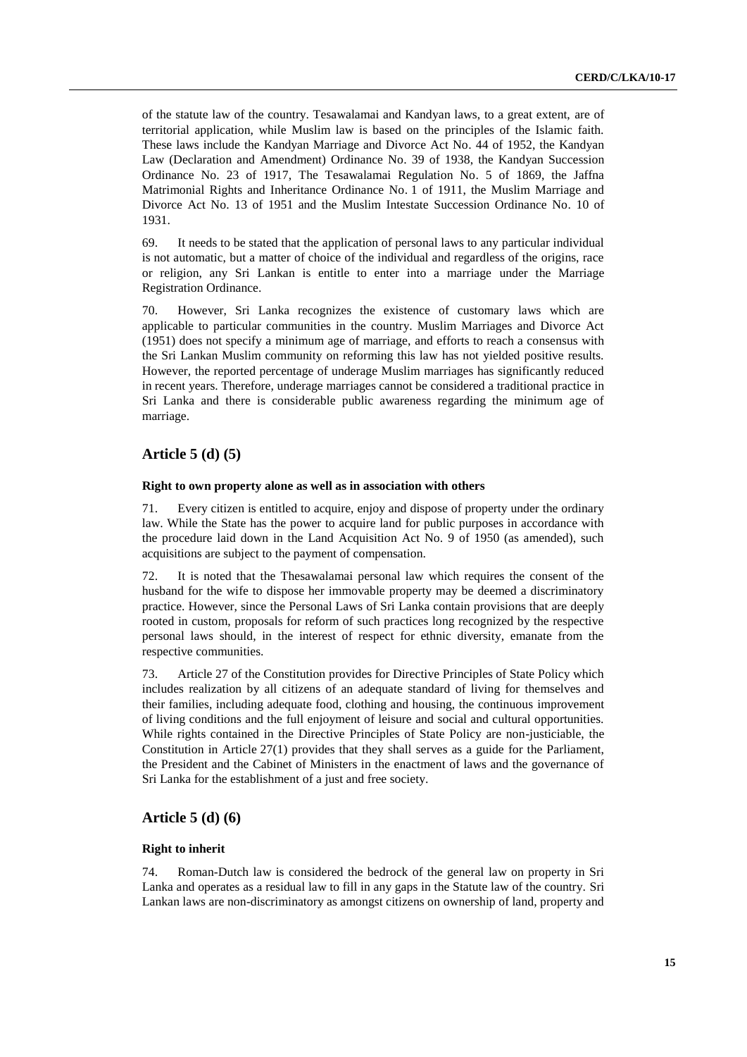of the statute law of the country. Tesawalamai and Kandyan laws, to a great extent, are of territorial application, while Muslim law is based on the principles of the Islamic faith. These laws include the Kandyan Marriage and Divorce Act No. 44 of 1952, the Kandyan Law (Declaration and Amendment) Ordinance No. 39 of 1938, the Kandyan Succession Ordinance No. 23 of 1917, The Tesawalamai Regulation No. 5 of 1869, the Jaffna Matrimonial Rights and Inheritance Ordinance No. 1 of 1911, the Muslim Marriage and Divorce Act No. 13 of 1951 and the Muslim Intestate Succession Ordinance No. 10 of 1931.

69. It needs to be stated that the application of personal laws to any particular individual is not automatic, but a matter of choice of the individual and regardless of the origins, race or religion, any Sri Lankan is entitle to enter into a marriage under the Marriage Registration Ordinance.

70. However, Sri Lanka recognizes the existence of customary laws which are applicable to particular communities in the country. Muslim Marriages and Divorce Act (1951) does not specify a minimum age of marriage, and efforts to reach a consensus with the Sri Lankan Muslim community on reforming this law has not yielded positive results. However, the reported percentage of underage Muslim marriages has significantly reduced in recent years. Therefore, underage marriages cannot be considered a traditional practice in Sri Lanka and there is considerable public awareness regarding the minimum age of marriage.

## Article 5 (d) (5)

#### Right to own property alone as well as in association with others

71. Every citizen is entitled to acquire, enjoy and dispose of property under the ordinary law. While the State has the power to acquire land for public purposes in accordance with the procedure laid down in the Land Acquisition Act No. 9 of 1950 (as amended), such acquisitions are subject to the payment of compensation.

72. It is noted that the Thesawalamai personal law which requires the consent of the husband for the wife to dispose her immovable property may be deemed a discriminatory practice. However, since the Personal Laws of Sri Lanka contain provisions that are deeply rooted in custom, proposals for reform of such practices long recognized by the respective personal laws should, in the interest of respect for ethnic diversity, emanate from the respective communities.

73. Article 27 of the Constitution provides for Directive Principles of State Policy which includes realization by all citizens of an adequate standard of living for themselves and their families, including adequate food, clothing and housing, the continuous improvement of living conditions and the full enjoyment of leisure and social and cultural opportunities. While rights contained in the Directive Principles of State Policy are non-justiciable, the Constitution in Article 27(1) provides that they shall serves as a guide for the Parliament, the President and the Cabinet of Ministers in the enactment of laws and the governance of Sri Lanka for the establishment of a just and free society.

## Article 5 (d) (6)

#### Right to inherit

74. Roman-Dutch law is considered the bedrock of the general law on property in Sri Lanka and operates as a residual law to fill in any gaps in the Statute law of the country. Sri Lankan laws are non-discriminatory as amongst citizens on ownership of land, property and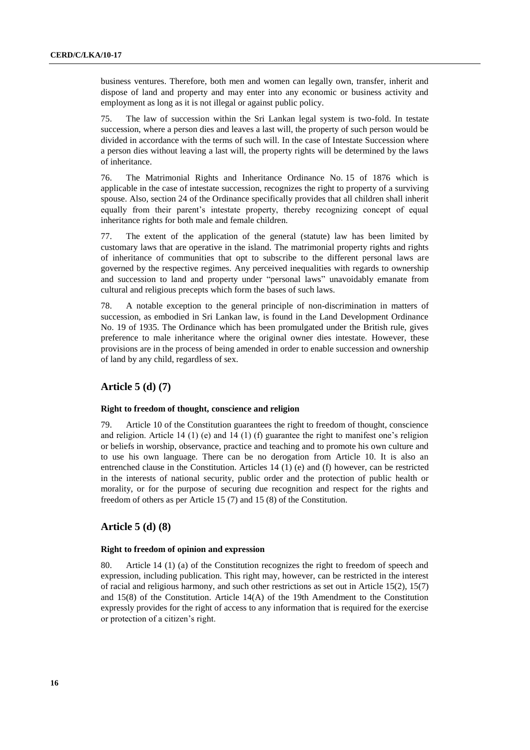business ventures. Therefore, both men and women can legally own, transfer, inherit and dispose of land and property and may enter into any economic or business activity and employment as long as it is not illegal or against public policy.

75. The law of succession within the Sri Lankan legal system is two-fold. In testate succession, where a person dies and leaves a last will, the property of such person would be divided in accordance with the terms of such will. In the case of Intestate Succession where a person dies without leaving a last will, the property rights will be determined by the laws of inheritance.

76. The Matrimonial Rights and Inheritance Ordinance No. 15 of 1876 which is applicable in the case of intestate succession, recognizes the right to property of a surviving spouse. Also, section 24 of the Ordinance specifically provides that all children shall inherit equally from their parent's intestate property, thereby recognizing concept of equal inheritance rights for both male and female children.

77. The extent of the application of the general (statute) law has been limited by customary laws that are operative in the island. The matrimonial property rights and rights of inheritance of communities that opt to subscribe to the different personal laws are governed by the respective regimes. Any perceived inequalities with regards to ownership and succession to land and property under "personal laws" unavoidably emanate from cultural and religious precepts which form the bases of such laws.

78. A notable exception to the general principle of non-discrimination in matters of succession, as embodied in Sri Lankan law, is found in the Land Development Ordinance No. 19 of 1935. The Ordinance which has been promulgated under the British rule, gives preference to male inheritance where the original owner dies intestate. However, these provisions are in the process of being amended in order to enable succession and ownership of land by any child, regardless of sex.

## Article 5 (d) (7)

#### Right to freedom of thought, conscience and religion

79. Article 10 of the Constitution guarantees the right to freedom of thought, conscience and religion. Article 14 (1) (e) and 14 (1) (f) guarantee the right to manifest one's religion or beliefs in worship, observance, practice and teaching and to promote his own culture and to use his own language. There can be no derogation from Article 10. It is also an entrenched clause in the Constitution. Articles 14 (1) (e) and (f) however, can be restricted in the interests of national security, public order and the protection of public health or morality, or for the purpose of securing due recognition and respect for the rights and freedom of others as per Article 15 (7) and 15 (8) of the Constitution.

## Article 5 (d) (8)

#### Right to freedom of opinion and expression

80. Article 14 (1) (a) of the Constitution recognizes the right to freedom of speech and expression, including publication. This right may, however, can be restricted in the interest of racial and religious harmony, and such other restrictions as set out in Article 15(2), 15(7) and 15(8) of the Constitution. Article 14(A) of the 19th Amendment to the Constitution expressly provides for the right of access to any information that is required for the exercise or protection of a citizen's right.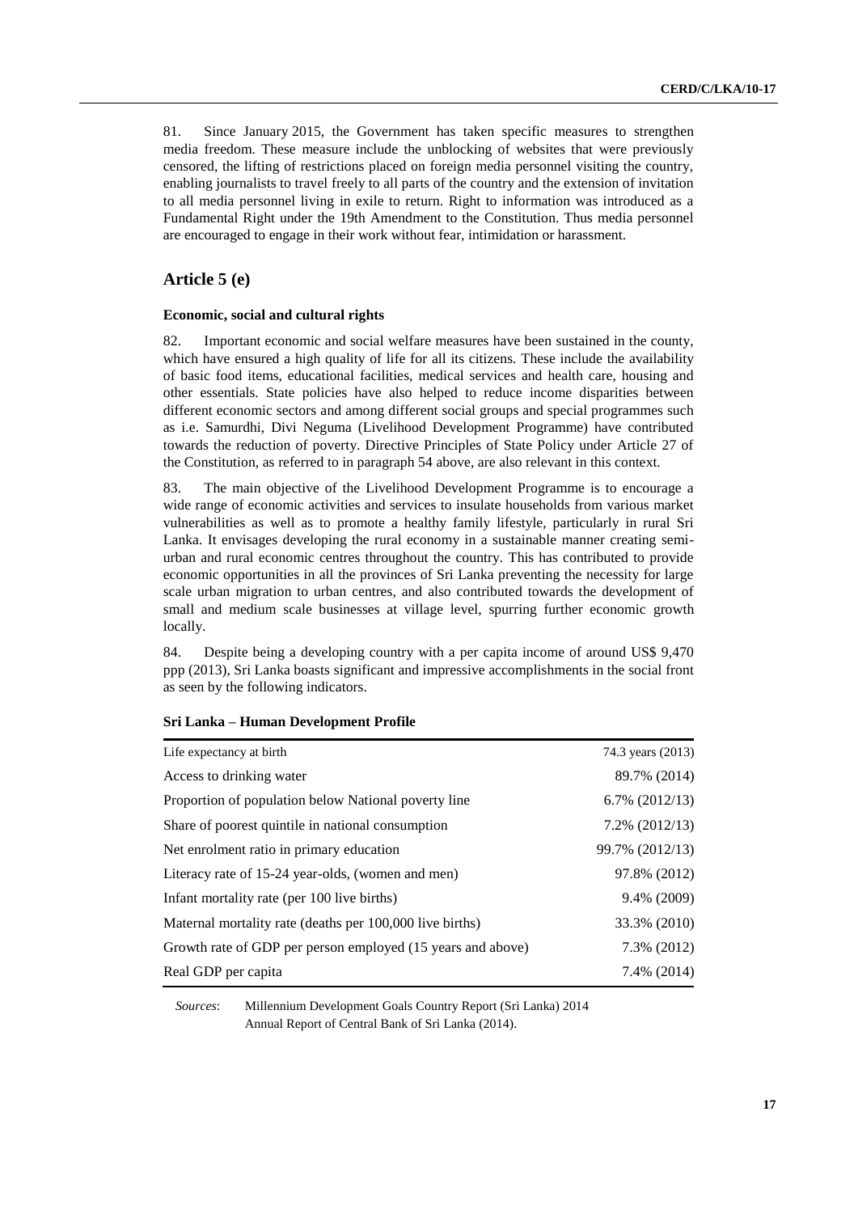81. Since January 2015, the Government has taken specific measures to strengthen media freedom. These measure include the unblocking of websites that were previously censored, the lifting of restrictions placed on foreign media personnel visiting the country, enabling journalists to travel freely to all parts of the country and the extension of invitation to all media personnel living in exile to return. Right to information was introduced as a Fundamental Right under the 19th Amendment to the Constitution. Thus media personnel are encouraged to engage in their work without fear, intimidation or harassment.

## Article 5 (e)

### Economic, social and cultural rights

82. Important economic and social welfare measures have been sustained in the county, which have ensured a high quality of life for all its citizens. These include the availability of basic food items, educational facilities, medical services and health care, housing and other essentials. State policies have also helped to reduce income disparities between different economic sectors and among different social groups and special programmes such as i.e. Samurdhi, Divi Neguma (Livelihood Development Programme) have contributed towards the reduction of poverty. Directive Principles of State Policy under Article 27 of the Constitution, as referred to in paragraph 54 above, are also relevant in this context.

83. The main objective of the Livelihood Development Programme is to encourage a wide range of economic activities and services to insulate households from various market vulnerabilities as well as to promote a healthy family lifestyle, particularly in rural Sri Lanka. It envisages developing the rural economy in a sustainable manner creating semi-urban and rural economic centres throughout the country. This has contributed to provide economic opportunities in all the provinces of Sri Lanka preventing the necessity for large scale urban migration to urban centres, and also contributed towards the development of small and medium scale businesses at village level, spurring further economic growth locally.

84. Despite being a developing country with a per capita income of around US$ 9,470 ppp (2013), Sri Lanka boasts significant and impressive accomplishments in the social front as seen by the following indicators.

**Sri Lanka – Human Development Profile**

| | |
|---|---|
| Life expectancy at birth | 74.3 years (2013) |
| Access to drinking water | 89.7% (2014) |
| Proportion of population below National poverty line | 6.7% (2012/13) |
| Share of poorest quintile in national consumption | 7.2% (2012/13) |
| Net enrolment ratio in primary education | 99.7% (2012/13) |
| Literacy rate of 15-24 year-olds, (women and men) | 97.8% (2012) |
| Infant mortality rate (per 100 live births) | 9.4% (2009) |
| Maternal mortality rate (deaths per 100,000 live births) | 33.3% (2010) |
| Growth rate of GDP per person employed (15 years and above) | 7.3% (2012) |
| Real GDP per capita | 7.4% (2014) |

*Sources*: Millennium Development Goals Country Report (Sri Lanka) 2014
Annual Report of Central Bank of Sri Lanka (2014).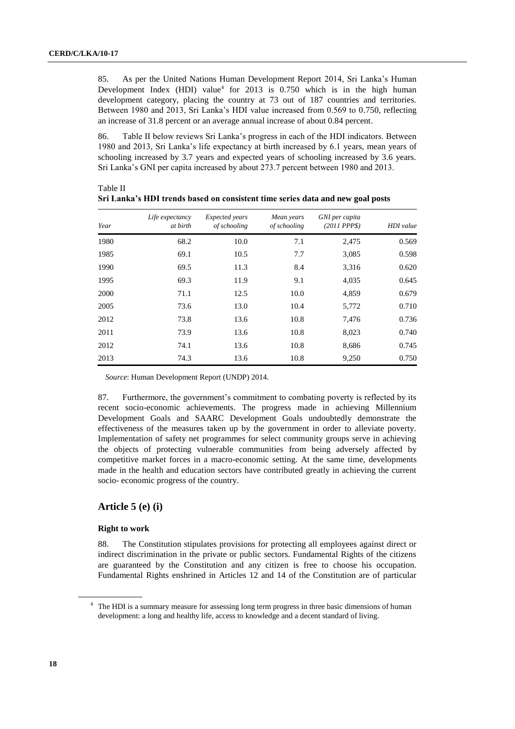85. As per the United Nations Human Development Report 2014, Sri Lanka's Human Development Index (HDI) value[4] for 2013 is 0.750 which is in the high human development category, placing the country at 73 out of 187 countries and territories. Between 1980 and 2013, Sri Lanka's HDI value increased from 0.569 to 0.750, reflecting an increase of 31.8 percent or an average annual increase of about 0.84 percent.

86. Table II below reviews Sri Lanka's progress in each of the HDI indicators. Between 1980 and 2013, Sri Lanka's life expectancy at birth increased by 6.1 years, mean years of schooling increased by 3.7 years and expected years of schooling increased by 3.6 years. Sri Lanka's GNI per capita increased by about 273.7 percent between 1980 and 2013.

Table II
**Sri Lanka's HDI trends based on consistent time series data and new goal posts**

| *Year* | *Life expectancy at birth* | *Expected years of schooling* | *Mean years of schooling* | *GNI per capita (2011 PPP$)* | *HDI value* |
|---|---|---|---|---|---|
| 1980 | 68.2 | 10.0 | 7.1 | 2,475 | 0.569 |
| 1985 | 69.1 | 10.5 | 7.7 | 3,085 | 0.598 |
| 1990 | 69.5 | 11.3 | 8.4 | 3,316 | 0.620 |
| 1995 | 69.3 | 11.9 | 9.1 | 4,035 | 0.645 |
| 2000 | 71.1 | 12.5 | 10.0 | 4,859 | 0.679 |
| 2005 | 73.6 | 13.0 | 10.4 | 5,772 | 0.710 |
| 2012 | 73.8 | 13.6 | 10.8 | 7,476 | 0.736 |
| 2011 | 73.9 | 13.6 | 10.8 | 8,023 | 0.740 |
| 2012 | 74.1 | 13.6 | 10.8 | 8,686 | 0.745 |
| 2013 | 74.3 | 13.6 | 10.8 | 9,250 | 0.750 |

*Source*: Human Development Report (UNDP) 2014.

87. Furthermore, the government's commitment to combating poverty is reflected by its recent socio-economic achievements. The progress made in achieving Millennium Development Goals and SAARC Development Goals undoubtedly demonstrate the effectiveness of the measures taken up by the government in order to alleviate poverty. Implementation of safety net programmes for select community groups serve in achieving the objects of protecting vulnerable communities from being adversely affected by competitive market forces in a macro-economic setting. At the same time, developments made in the health and education sectors have contributed greatly in achieving the current socio- economic progress of the country.

## Article 5 (e) (i)

### Right to work

88. The Constitution stipulates provisions for protecting all employees against direct or indirect discrimination in the private or public sectors. Fundamental Rights of the citizens are guaranteed by the Constitution and any citizen is free to choose his occupation. Fundamental Rights enshrined in Articles 12 and 14 of the Constitution are of particular

[4] The HDI is a summary measure for assessing long term progress in three basic dimensions of human development: a long and healthy life, access to knowledge and a decent standard of living.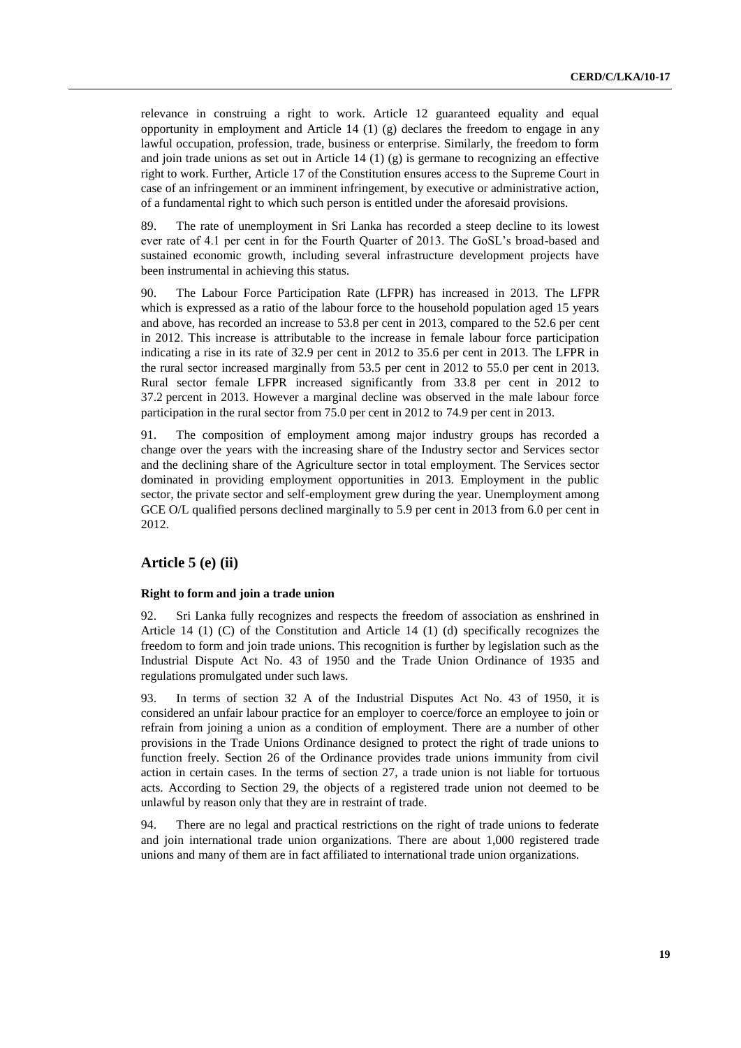relevance in construing a right to work. Article 12 guaranteed equality and equal opportunity in employment and Article 14 (1) (g) declares the freedom to engage in any lawful occupation, profession, trade, business or enterprise. Similarly, the freedom to form and join trade unions as set out in Article 14 (1) (g) is germane to recognizing an effective right to work. Further, Article 17 of the Constitution ensures access to the Supreme Court in case of an infringement or an imminent infringement, by executive or administrative action, of a fundamental right to which such person is entitled under the aforesaid provisions.

89. The rate of unemployment in Sri Lanka has recorded a steep decline to its lowest ever rate of 4.1 per cent in for the Fourth Quarter of 2013. The GoSL's broad-based and sustained economic growth, including several infrastructure development projects have been instrumental in achieving this status.

90. The Labour Force Participation Rate (LFPR) has increased in 2013. The LFPR which is expressed as a ratio of the labour force to the household population aged 15 years and above, has recorded an increase to 53.8 per cent in 2013, compared to the 52.6 per cent in 2012. This increase is attributable to the increase in female labour force participation indicating a rise in its rate of 32.9 per cent in 2012 to 35.6 per cent in 2013. The LFPR in the rural sector increased marginally from 53.5 per cent in 2012 to 55.0 per cent in 2013. Rural sector female LFPR increased significantly from 33.8 per cent in 2012 to 37.2 percent in 2013. However a marginal decline was observed in the male labour force participation in the rural sector from 75.0 per cent in 2012 to 74.9 per cent in 2013.

91. The composition of employment among major industry groups has recorded a change over the years with the increasing share of the Industry sector and Services sector and the declining share of the Agriculture sector in total employment. The Services sector dominated in providing employment opportunities in 2013. Employment in the public sector, the private sector and self-employment grew during the year. Unemployment among GCE O/L qualified persons declined marginally to 5.9 per cent in 2013 from 6.0 per cent in 2012.

## Article 5 (e) (ii)

### Right to form and join a trade union

92. Sri Lanka fully recognizes and respects the freedom of association as enshrined in Article 14 (1) (C) of the Constitution and Article 14 (1) (d) specifically recognizes the freedom to form and join trade unions. This recognition is further by legislation such as the Industrial Dispute Act No. 43 of 1950 and the Trade Union Ordinance of 1935 and regulations promulgated under such laws.

93. In terms of section 32 A of the Industrial Disputes Act No. 43 of 1950, it is considered an unfair labour practice for an employer to coerce/force an employee to join or refrain from joining a union as a condition of employment. There are a number of other provisions in the Trade Unions Ordinance designed to protect the right of trade unions to function freely. Section 26 of the Ordinance provides trade unions immunity from civil action in certain cases. In the terms of section 27, a trade union is not liable for tortuous acts. According to Section 29, the objects of a registered trade union not deemed to be unlawful by reason only that they are in restraint of trade.

94. There are no legal and practical restrictions on the right of trade unions to federate and join international trade union organizations. There are about 1,000 registered trade unions and many of them are in fact affiliated to international trade union organizations.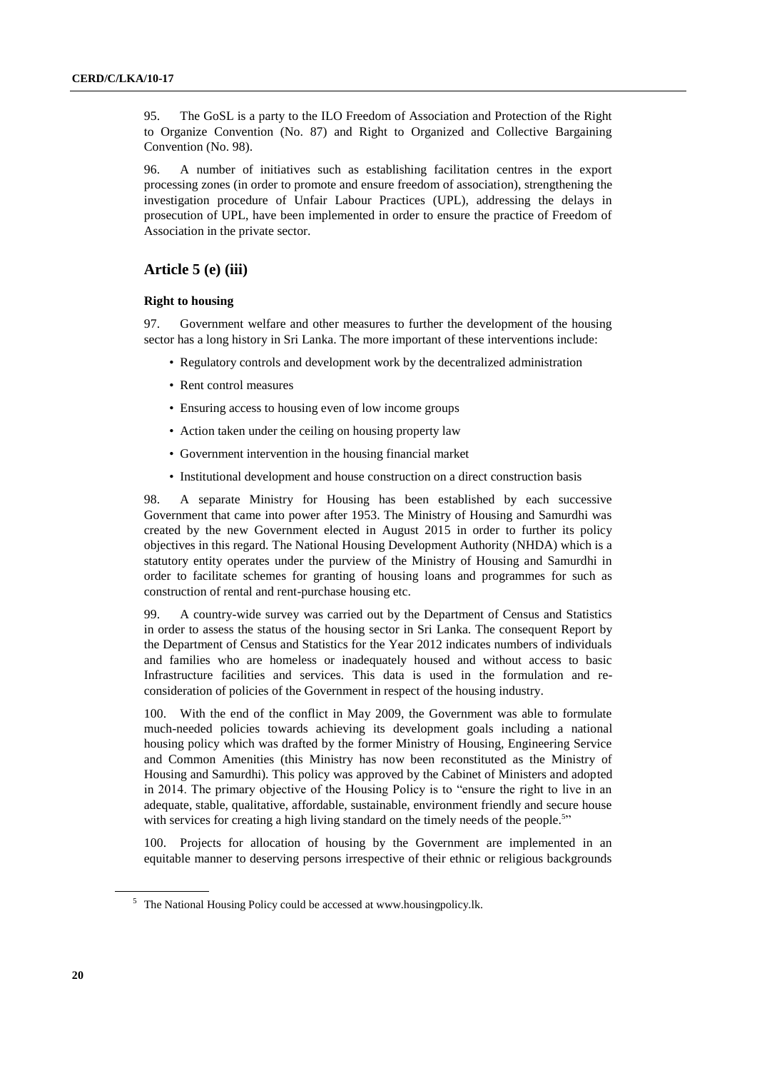95. The GoSL is a party to the ILO Freedom of Association and Protection of the Right to Organize Convention (No. 87) and Right to Organized and Collective Bargaining Convention (No. 98).

96. A number of initiatives such as establishing facilitation centres in the export processing zones (in order to promote and ensure freedom of association), strengthening the investigation procedure of Unfair Labour Practices (UPL), addressing the delays in prosecution of UPL, have been implemented in order to ensure the practice of Freedom of Association in the private sector.

## Article 5 (e) (iii)

### Right to housing

97. Government welfare and other measures to further the development of the housing sector has a long history in Sri Lanka. The more important of these interventions include:

- Regulatory controls and development work by the decentralized administration
- Rent control measures
- Ensuring access to housing even of low income groups
- Action taken under the ceiling on housing property law
- Government intervention in the housing financial market
- Institutional development and house construction on a direct construction basis

98. A separate Ministry for Housing has been established by each successive Government that came into power after 1953. The Ministry of Housing and Samurdhi was created by the new Government elected in August 2015 in order to further its policy objectives in this regard. The National Housing Development Authority (NHDA) which is a statutory entity operates under the purview of the Ministry of Housing and Samurdhi in order to facilitate schemes for granting of housing loans and programmes for such as construction of rental and rent-purchase housing etc.

99. A country-wide survey was carried out by the Department of Census and Statistics in order to assess the status of the housing sector in Sri Lanka. The consequent Report by the Department of Census and Statistics for the Year 2012 indicates numbers of individuals and families who are homeless or inadequately housed and without access to basic Infrastructure facilities and services. This data is used in the formulation and re-consideration of policies of the Government in respect of the housing industry.

100. With the end of the conflict in May 2009, the Government was able to formulate much-needed policies towards achieving its development goals including a national housing policy which was drafted by the former Ministry of Housing, Engineering Service and Common Amenities (this Ministry has now been reconstituted as the Ministry of Housing and Samurdhi). This policy was approved by the Cabinet of Ministers and adopted in 2014. The primary objective of the Housing Policy is to "ensure the right to live in an adequate, stable, qualitative, affordable, sustainable, environment friendly and secure house with services for creating a high living standard on the timely needs of the people.[5]"

100. Projects for allocation of housing by the Government are implemented in an equitable manner to deserving persons irrespective of their ethnic or religious backgrounds

[5] The National Housing Policy could be accessed at www.housingpolicy.lk.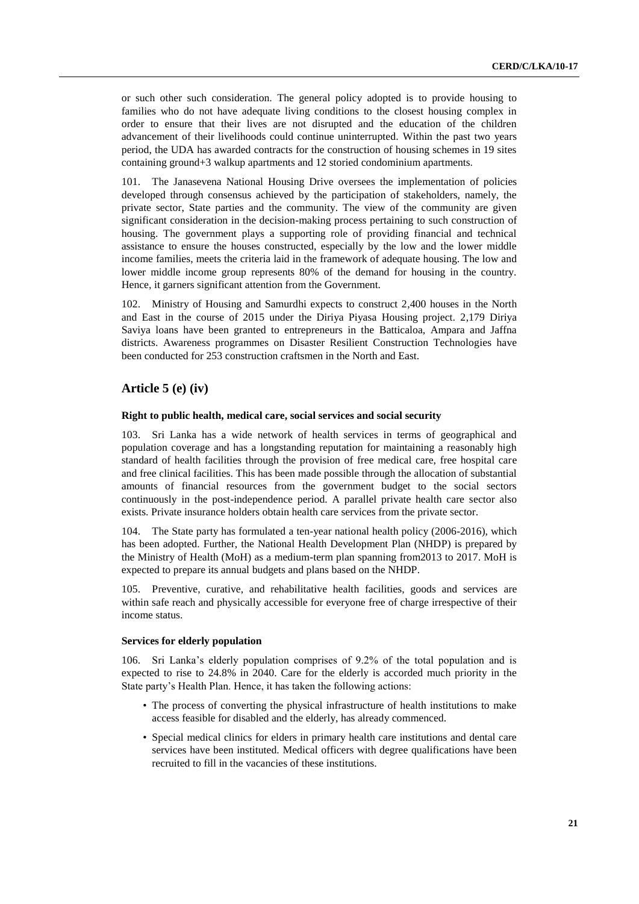or such other such consideration. The general policy adopted is to provide housing to families who do not have adequate living conditions to the closest housing complex in order to ensure that their lives are not disrupted and the education of the children advancement of their livelihoods could continue uninterrupted. Within the past two years period, the UDA has awarded contracts for the construction of housing schemes in 19 sites containing ground+3 walkup apartments and 12 storied condominium apartments.

101. The Janasevena National Housing Drive oversees the implementation of policies developed through consensus achieved by the participation of stakeholders, namely, the private sector, State parties and the community. The view of the community are given significant consideration in the decision-making process pertaining to such construction of housing. The government plays a supporting role of providing financial and technical assistance to ensure the houses constructed, especially by the low and the lower middle income families, meets the criteria laid in the framework of adequate housing. The low and lower middle income group represents 80% of the demand for housing in the country. Hence, it garners significant attention from the Government.

102. Ministry of Housing and Samurdhi expects to construct 2,400 houses in the North and East in the course of 2015 under the Diriya Piyasa Housing project. 2,179 Diriya Saviya loans have been granted to entrepreneurs in the Batticaloa, Ampara and Jaffna districts. Awareness programmes on Disaster Resilient Construction Technologies have been conducted for 253 construction craftsmen in the North and East.

## Article 5 (e) (iv)

### Right to public health, medical care, social services and social security

103. Sri Lanka has a wide network of health services in terms of geographical and population coverage and has a longstanding reputation for maintaining a reasonably high standard of health facilities through the provision of free medical care, free hospital care and free clinical facilities. This has been made possible through the allocation of substantial amounts of financial resources from the government budget to the social sectors continuously in the post-independence period. A parallel private health care sector also exists. Private insurance holders obtain health care services from the private sector.

104. The State party has formulated a ten-year national health policy (2006-2016), which has been adopted. Further, the National Health Development Plan (NHDP) is prepared by the Ministry of Health (MoH) as a medium-term plan spanning from2013 to 2017. MoH is expected to prepare its annual budgets and plans based on the NHDP.

105. Preventive, curative, and rehabilitative health facilities, goods and services are within safe reach and physically accessible for everyone free of charge irrespective of their income status.

### Services for elderly population

106. Sri Lanka's elderly population comprises of 9.2% of the total population and is expected to rise to 24.8% in 2040. Care for the elderly is accorded much priority in the State party's Health Plan. Hence, it has taken the following actions:

- The process of converting the physical infrastructure of health institutions to make access feasible for disabled and the elderly, has already commenced.
- Special medical clinics for elders in primary health care institutions and dental care services have been instituted. Medical officers with degree qualifications have been recruited to fill in the vacancies of these institutions.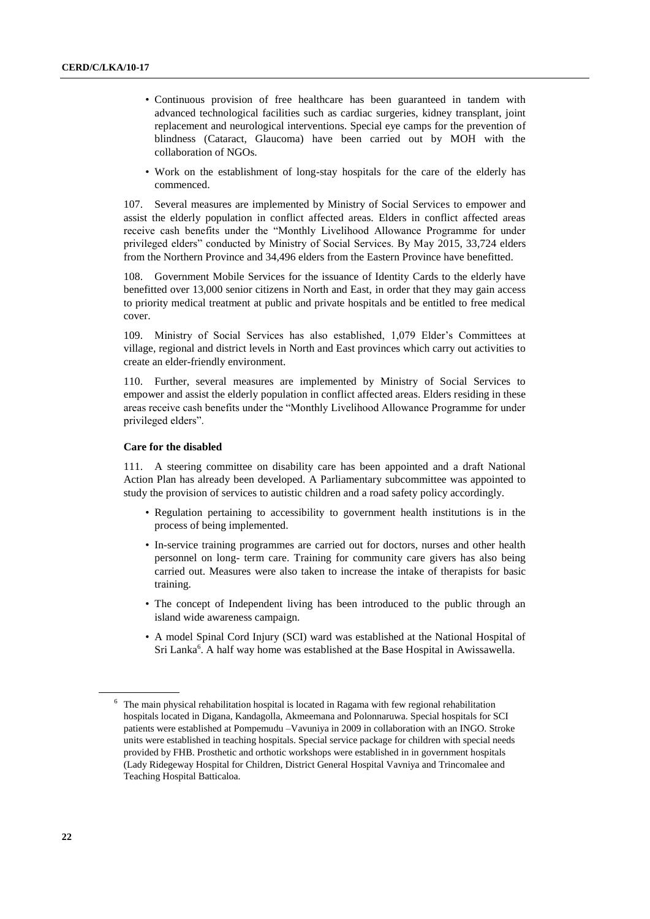- Continuous provision of free healthcare has been guaranteed in tandem with advanced technological facilities such as cardiac surgeries, kidney transplant, joint replacement and neurological interventions. Special eye camps for the prevention of blindness (Cataract, Glaucoma) have been carried out by MOH with the collaboration of NGOs.
- Work on the establishment of long-stay hospitals for the care of the elderly has commenced.

107. Several measures are implemented by Ministry of Social Services to empower and assist the elderly population in conflict affected areas. Elders in conflict affected areas receive cash benefits under the "Monthly Livelihood Allowance Programme for under privileged elders" conducted by Ministry of Social Services. By May 2015, 33,724 elders from the Northern Province and 34,496 elders from the Eastern Province have benefitted.

108. Government Mobile Services for the issuance of Identity Cards to the elderly have benefitted over 13,000 senior citizens in North and East, in order that they may gain access to priority medical treatment at public and private hospitals and be entitled to free medical cover.

109. Ministry of Social Services has also established, 1,079 Elder's Committees at village, regional and district levels in North and East provinces which carry out activities to create an elder-friendly environment.

110. Further, several measures are implemented by Ministry of Social Services to empower and assist the elderly population in conflict affected areas. Elders residing in these areas receive cash benefits under the "Monthly Livelihood Allowance Programme for under privileged elders".

**Care for the disabled**

111. A steering committee on disability care has been appointed and a draft National Action Plan has already been developed. A Parliamentary subcommittee was appointed to study the provision of services to autistic children and a road safety policy accordingly.

- Regulation pertaining to accessibility to government health institutions is in the process of being implemented.
- In-service training programmes are carried out for doctors, nurses and other health personnel on long- term care. Training for community care givers has also being carried out. Measures were also taken to increase the intake of therapists for basic training.
- The concept of Independent living has been introduced to the public through an island wide awareness campaign.
- A model Spinal Cord Injury (SCI) ward was established at the National Hospital of Sri Lanka[6]. A half way home was established at the Base Hospital in Awissawella.

---

[6] The main physical rehabilitation hospital is located in Ragama with few regional rehabilitation hospitals located in Digana, Kandagolla, Akmeemana and Polonnaruwa. Special hospitals for SCI patients were established at Pompemudu –Vavuniya in 2009 in collaboration with an INGO. Stroke units were established in teaching hospitals. Special service package for children with special needs provided by FHB. Prosthetic and orthotic workshops were established in in government hospitals (Lady Ridegeway Hospital for Children, District General Hospital Vavniya and Trincomalee and Teaching Hospital Batticaloa.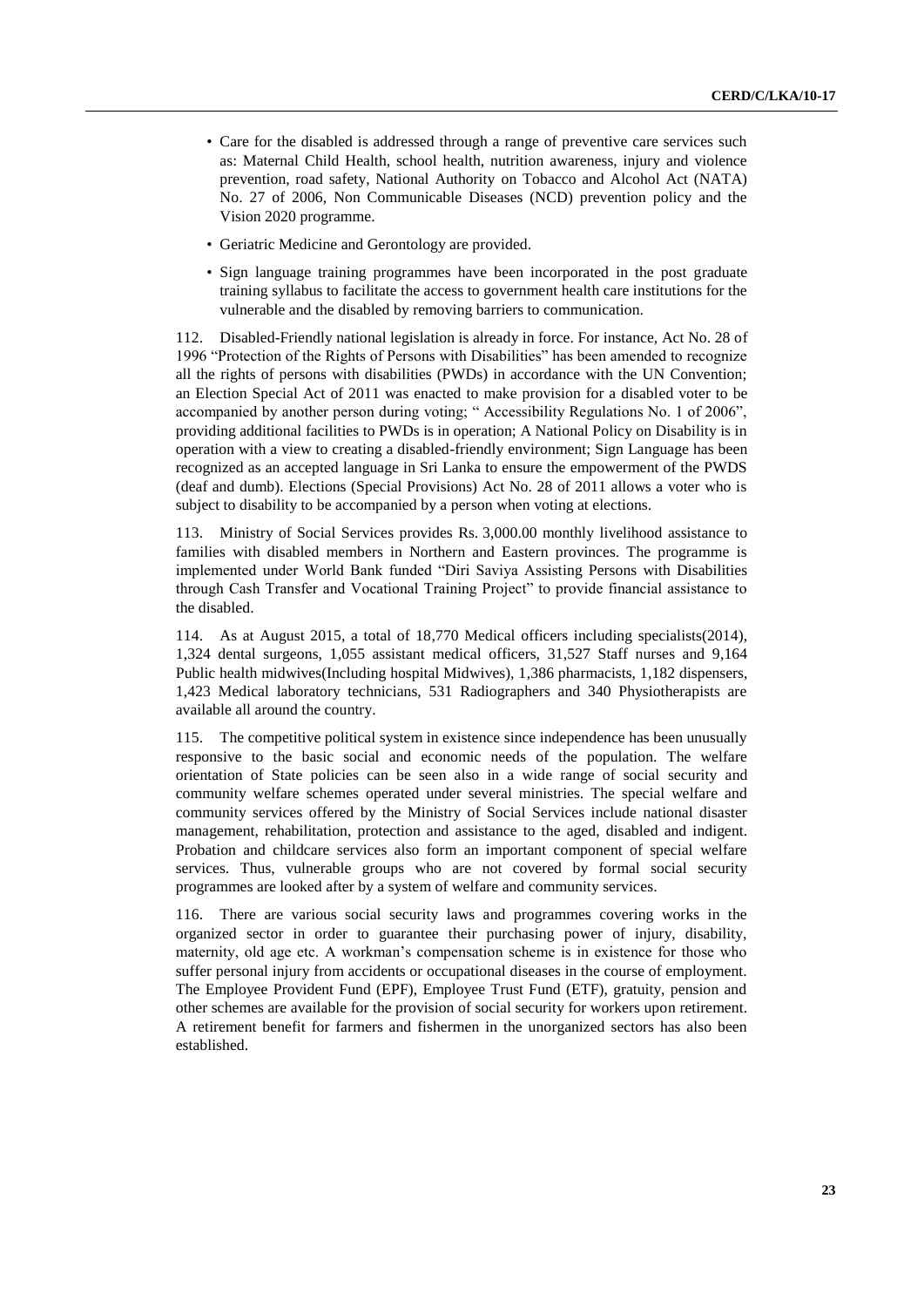- Care for the disabled is addressed through a range of preventive care services such as: Maternal Child Health, school health, nutrition awareness, injury and violence prevention, road safety, National Authority on Tobacco and Alcohol Act (NATA) No. 27 of 2006, Non Communicable Diseases (NCD) prevention policy and the Vision 2020 programme.
- Geriatric Medicine and Gerontology are provided.
- Sign language training programmes have been incorporated in the post graduate training syllabus to facilitate the access to government health care institutions for the vulnerable and the disabled by removing barriers to communication.

112. Disabled-Friendly national legislation is already in force. For instance, Act No. 28 of 1996 "Protection of the Rights of Persons with Disabilities" has been amended to recognize all the rights of persons with disabilities (PWDs) in accordance with the UN Convention; an Election Special Act of 2011 was enacted to make provision for a disabled voter to be accompanied by another person during voting; " Accessibility Regulations No. 1 of 2006", providing additional facilities to PWDs is in operation; A National Policy on Disability is in operation with a view to creating a disabled-friendly environment; Sign Language has been recognized as an accepted language in Sri Lanka to ensure the empowerment of the PWDS (deaf and dumb). Elections (Special Provisions) Act No. 28 of 2011 allows a voter who is subject to disability to be accompanied by a person when voting at elections.

113. Ministry of Social Services provides Rs. 3,000.00 monthly livelihood assistance to families with disabled members in Northern and Eastern provinces. The programme is implemented under World Bank funded "Diri Saviya Assisting Persons with Disabilities through Cash Transfer and Vocational Training Project" to provide financial assistance to the disabled.

114. As at August 2015, a total of 18,770 Medical officers including specialists(2014), 1,324 dental surgeons, 1,055 assistant medical officers, 31,527 Staff nurses and 9,164 Public health midwives(Including hospital Midwives), 1,386 pharmacists, 1,182 dispensers, 1,423 Medical laboratory technicians, 531 Radiographers and 340 Physiotherapists are available all around the country.

115. The competitive political system in existence since independence has been unusually responsive to the basic social and economic needs of the population. The welfare orientation of State policies can be seen also in a wide range of social security and community welfare schemes operated under several ministries. The special welfare and community services offered by the Ministry of Social Services include national disaster management, rehabilitation, protection and assistance to the aged, disabled and indigent. Probation and childcare services also form an important component of special welfare services. Thus, vulnerable groups who are not covered by formal social security programmes are looked after by a system of welfare and community services.

116. There are various social security laws and programmes covering works in the organized sector in order to guarantee their purchasing power of injury, disability, maternity, old age etc. A workman's compensation scheme is in existence for those who suffer personal injury from accidents or occupational diseases in the course of employment. The Employee Provident Fund (EPF), Employee Trust Fund (ETF), gratuity, pension and other schemes are available for the provision of social security for workers upon retirement. A retirement benefit for farmers and fishermen in the unorganized sectors has also been established.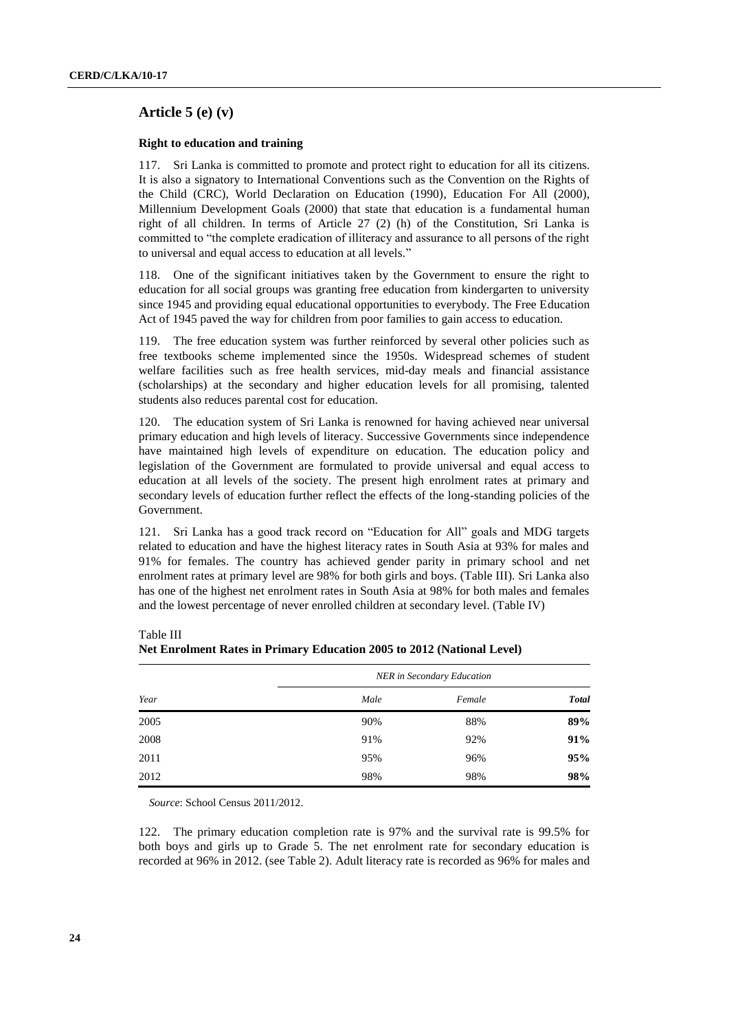## Article 5 (e) (v)

### Right to education and training

117. Sri Lanka is committed to promote and protect right to education for all its citizens. It is also a signatory to International Conventions such as the Convention on the Rights of the Child (CRC), World Declaration on Education (1990), Education For All (2000), Millennium Development Goals (2000) that state that education is a fundamental human right of all children. In terms of Article 27 (2) (h) of the Constitution, Sri Lanka is committed to "the complete eradication of illiteracy and assurance to all persons of the right to universal and equal access to education at all levels."

118. One of the significant initiatives taken by the Government to ensure the right to education for all social groups was granting free education from kindergarten to university since 1945 and providing equal educational opportunities to everybody. The Free Education Act of 1945 paved the way for children from poor families to gain access to education.

119. The free education system was further reinforced by several other policies such as free textbooks scheme implemented since the 1950s. Widespread schemes of student welfare facilities such as free health services, mid-day meals and financial assistance (scholarships) at the secondary and higher education levels for all promising, talented students also reduces parental cost for education.

120. The education system of Sri Lanka is renowned for having achieved near universal primary education and high levels of literacy. Successive Governments since independence have maintained high levels of expenditure on education. The education policy and legislation of the Government are formulated to provide universal and equal access to education at all levels of the society. The present high enrolment rates at primary and secondary levels of education further reflect the effects of the long-standing policies of the Government.

121. Sri Lanka has a good track record on "Education for All" goals and MDG targets related to education and have the highest literacy rates in South Asia at 93% for males and 91% for females. The country has achieved gender parity in primary school and net enrolment rates at primary level are 98% for both girls and boys. (Table III). Sri Lanka also has one of the highest net enrolment rates in South Asia at 98% for both males and females and the lowest percentage of never enrolled children at secondary level. (Table IV)

Table III
**Net Enrolment Rates in Primary Education 2005 to 2012 (National Level)**

| | *NER in Secondary Education* | | |
|---|---|---|---|
| *Year* | *Male* | *Female* | ***Total*** |
| 2005 | 90% | 88% | **89%** |
| 2008 | 91% | 92% | **91%** |
| 2011 | 95% | 96% | **95%** |
| 2012 | 98% | 98% | **98%** |

*Source*: School Census 2011/2012.

122. The primary education completion rate is 97% and the survival rate is 99.5% for both boys and girls up to Grade 5. The net enrolment rate for secondary education is recorded at 96% in 2012. (see Table 2). Adult literacy rate is recorded as 96% for males and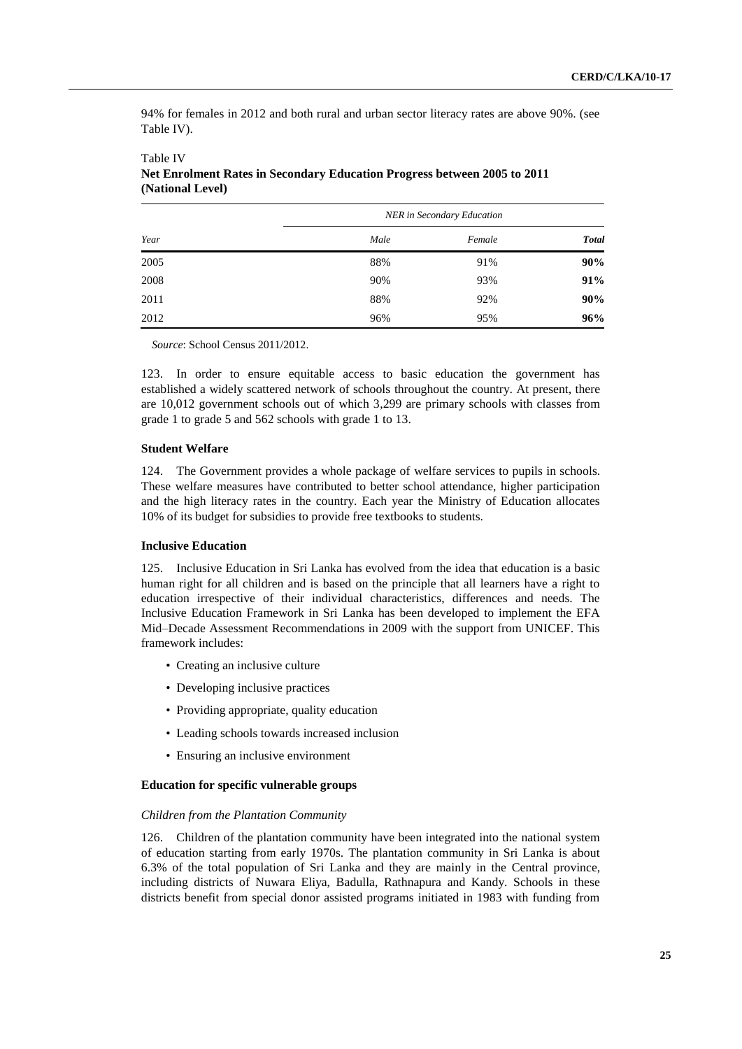94% for females in 2012 and both rural and urban sector literacy rates are above 90%. (see Table IV).

Table IV
**Net Enrolment Rates in Secondary Education Progress between 2005 to 2011 (National Level)**

| | *NER in Secondary Education* | | |
|---|---|---|---|
| *Year* | *Male* | *Female* | ***Total*** |
| 2005 | 88% | 91% | **90%** |
| 2008 | 90% | 93% | **91%** |
| 2011 | 88% | 92% | **90%** |
| 2012 | 96% | 95% | **96%** |

*Source*: School Census 2011/2012.

123. In order to ensure equitable access to basic education the government has established a widely scattered network of schools throughout the country. At present, there are 10,012 government schools out of which 3,299 are primary schools with classes from grade 1 to grade 5 and 562 schools with grade 1 to 13.

### Student Welfare

124. The Government provides a whole package of welfare services to pupils in schools. These welfare measures have contributed to better school attendance, higher participation and the high literacy rates in the country. Each year the Ministry of Education allocates 10% of its budget for subsidies to provide free textbooks to students.

### Inclusive Education

125. Inclusive Education in Sri Lanka has evolved from the idea that education is a basic human right for all children and is based on the principle that all learners have a right to education irrespective of their individual characteristics, differences and needs. The Inclusive Education Framework in Sri Lanka has been developed to implement the EFA Mid–Decade Assessment Recommendations in 2009 with the support from UNICEF. This framework includes:

- Creating an inclusive culture
- Developing inclusive practices
- Providing appropriate, quality education
- Leading schools towards increased inclusion
- Ensuring an inclusive environment

### Education for specific vulnerable groups

#### *Children from the Plantation Community*

126. Children of the plantation community have been integrated into the national system of education starting from early 1970s. The plantation community in Sri Lanka is about 6.3% of the total population of Sri Lanka and they are mainly in the Central province, including districts of Nuwara Eliya, Badulla, Rathnapura and Kandy. Schools in these districts benefit from special donor assisted programs initiated in 1983 with funding from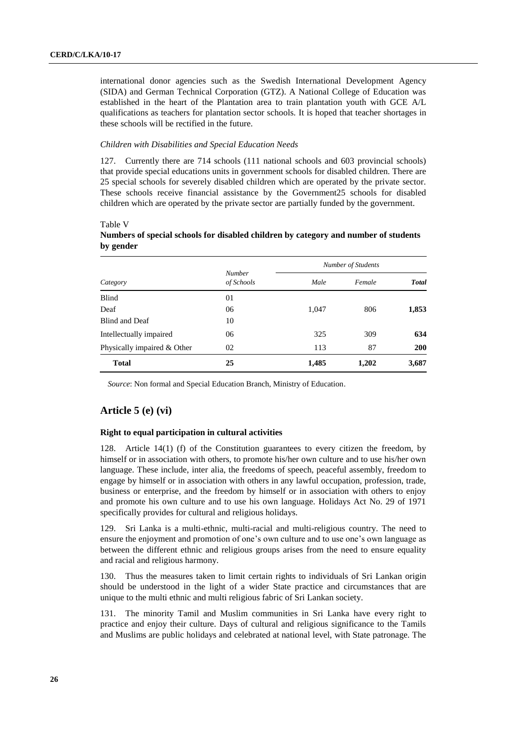international donor agencies such as the Swedish International Development Agency (SIDA) and German Technical Corporation (GTZ). A National College of Education was established in the heart of the Plantation area to train plantation youth with GCE A/L qualifications as teachers for plantation sector schools. It is hoped that teacher shortages in these schools will be rectified in the future.

*Children with Disabilities and Special Education Needs*

127. Currently there are 714 schools (111 national schools and 603 provincial schools) that provide special educations units in government schools for disabled children. There are 25 special schools for severely disabled children which are operated by the private sector. These schools receive financial assistance by the Government25 schools for disabled children which are operated by the private sector are partially funded by the government.

Table V
**Numbers of special schools for disabled children by category and number of students by gender**

| *Category* | *Number of Schools* | *Number of Students* | | |
|---|---|---|---|---|
| | | *Male* | *Female* | ***Total*** |
| Blind | 01 | | | |
| Deaf | 06 | 1,047 | 806 | **1,853** |
| Blind and Deaf | 10 | | | |
| Intellectually impaired | 06 | 325 | 309 | **634** |
| Physically impaired & Other | 02 | 113 | 87 | **200** |
| **Total** | **25** | **1,485** | **1,202** | **3,687** |

*Source*: Non formal and Special Education Branch, Ministry of Education.

## Article 5 (e) (vi)

### Right to equal participation in cultural activities

128. Article 14(1) (f) of the Constitution guarantees to every citizen the freedom, by himself or in association with others, to promote his/her own culture and to use his/her own language. These include, inter alia, the freedoms of speech, peaceful assembly, freedom to engage by himself or in association with others in any lawful occupation, profession, trade, business or enterprise, and the freedom by himself or in association with others to enjoy and promote his own culture and to use his own language. Holidays Act No. 29 of 1971 specifically provides for cultural and religious holidays.

129. Sri Lanka is a multi-ethnic, multi-racial and multi-religious country. The need to ensure the enjoyment and promotion of one's own culture and to use one's own language as between the different ethnic and religious groups arises from the need to ensure equality and racial and religious harmony.

130. Thus the measures taken to limit certain rights to individuals of Sri Lankan origin should be understood in the light of a wider State practice and circumstances that are unique to the multi ethnic and multi religious fabric of Sri Lankan society.

131. The minority Tamil and Muslim communities in Sri Lanka have every right to practice and enjoy their culture. Days of cultural and religious significance to the Tamils and Muslims are public holidays and celebrated at national level, with State patronage. The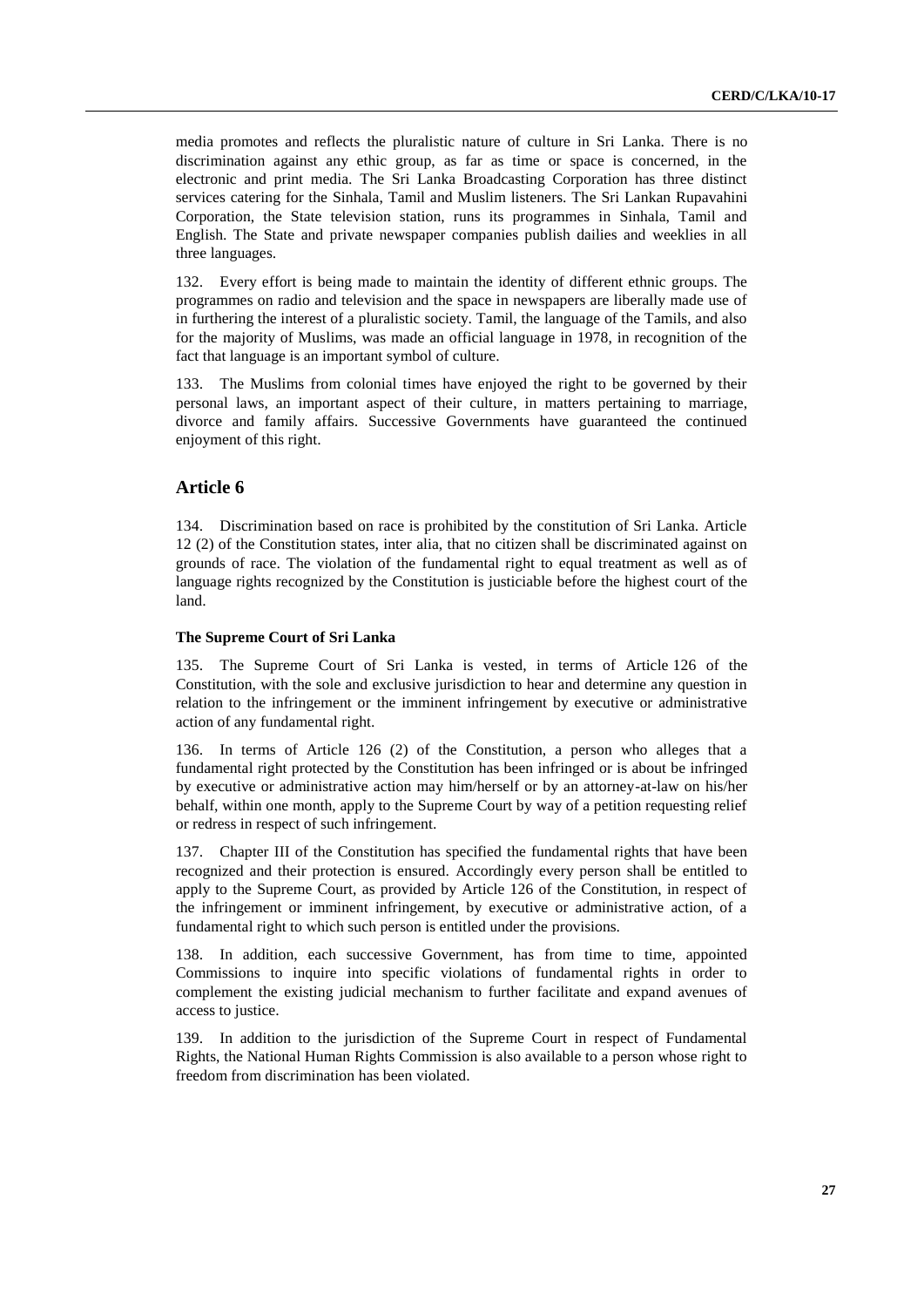media promotes and reflects the pluralistic nature of culture in Sri Lanka. There is no discrimination against any ethic group, as far as time or space is concerned, in the electronic and print media. The Sri Lanka Broadcasting Corporation has three distinct services catering for the Sinhala, Tamil and Muslim listeners. The Sri Lankan Rupavahini Corporation, the State television station, runs its programmes in Sinhala, Tamil and English. The State and private newspaper companies publish dailies and weeklies in all three languages.

132. Every effort is being made to maintain the identity of different ethnic groups. The programmes on radio and television and the space in newspapers are liberally made use of in furthering the interest of a pluralistic society. Tamil, the language of the Tamils, and also for the majority of Muslims, was made an official language in 1978, in recognition of the fact that language is an important symbol of culture.

133. The Muslims from colonial times have enjoyed the right to be governed by their personal laws, an important aspect of their culture, in matters pertaining to marriage, divorce and family affairs. Successive Governments have guaranteed the continued enjoyment of this right.

## Article 6

134. Discrimination based on race is prohibited by the constitution of Sri Lanka. Article 12 (2) of the Constitution states, inter alia, that no citizen shall be discriminated against on grounds of race. The violation of the fundamental right to equal treatment as well as of language rights recognized by the Constitution is justiciable before the highest court of the land.

### The Supreme Court of Sri Lanka

135. The Supreme Court of Sri Lanka is vested, in terms of Article 126 of the Constitution, with the sole and exclusive jurisdiction to hear and determine any question in relation to the infringement or the imminent infringement by executive or administrative action of any fundamental right.

136. In terms of Article 126 (2) of the Constitution, a person who alleges that a fundamental right protected by the Constitution has been infringed or is about be infringed by executive or administrative action may him/herself or by an attorney-at-law on his/her behalf, within one month, apply to the Supreme Court by way of a petition requesting relief or redress in respect of such infringement.

137. Chapter III of the Constitution has specified the fundamental rights that have been recognized and their protection is ensured. Accordingly every person shall be entitled to apply to the Supreme Court, as provided by Article 126 of the Constitution, in respect of the infringement or imminent infringement, by executive or administrative action, of a fundamental right to which such person is entitled under the provisions.

138. In addition, each successive Government, has from time to time, appointed Commissions to inquire into specific violations of fundamental rights in order to complement the existing judicial mechanism to further facilitate and expand avenues of access to justice.

139. In addition to the jurisdiction of the Supreme Court in respect of Fundamental Rights, the National Human Rights Commission is also available to a person whose right to freedom from discrimination has been violated.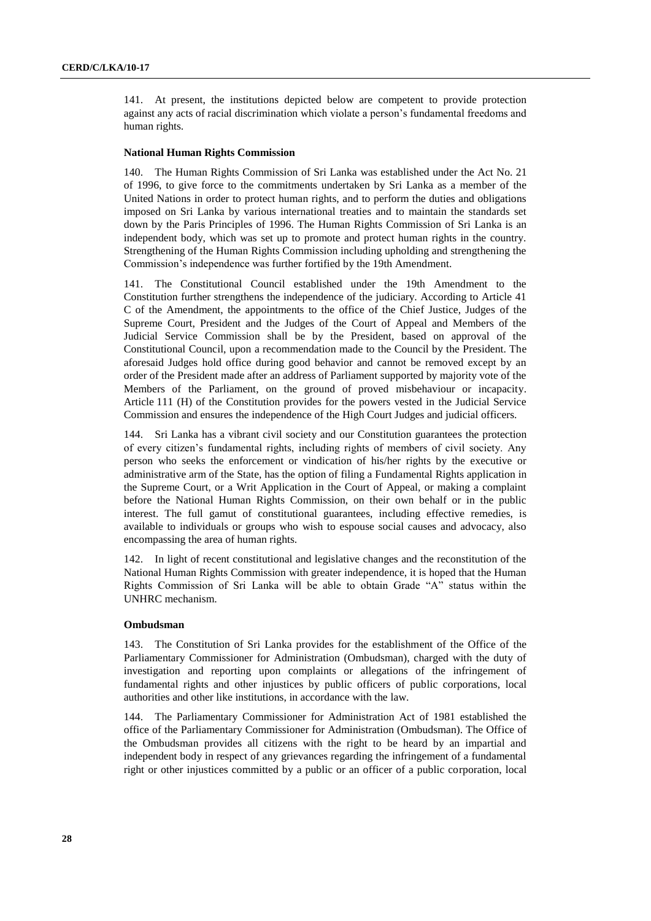141. At present, the institutions depicted below are competent to provide protection against any acts of racial discrimination which violate a person's fundamental freedoms and human rights.

### National Human Rights Commission

140. The Human Rights Commission of Sri Lanka was established under the Act No. 21 of 1996, to give force to the commitments undertaken by Sri Lanka as a member of the United Nations in order to protect human rights, and to perform the duties and obligations imposed on Sri Lanka by various international treaties and to maintain the standards set down by the Paris Principles of 1996. The Human Rights Commission of Sri Lanka is an independent body, which was set up to promote and protect human rights in the country. Strengthening of the Human Rights Commission including upholding and strengthening the Commission's independence was further fortified by the 19th Amendment.

141. The Constitutional Council established under the 19th Amendment to the Constitution further strengthens the independence of the judiciary. According to Article 41 C of the Amendment, the appointments to the office of the Chief Justice, Judges of the Supreme Court, President and the Judges of the Court of Appeal and Members of the Judicial Service Commission shall be by the President, based on approval of the Constitutional Council, upon a recommendation made to the Council by the President. The aforesaid Judges hold office during good behavior and cannot be removed except by an order of the President made after an address of Parliament supported by majority vote of the Members of the Parliament, on the ground of proved misbehaviour or incapacity. Article 111 (H) of the Constitution provides for the powers vested in the Judicial Service Commission and ensures the independence of the High Court Judges and judicial officers.

144. Sri Lanka has a vibrant civil society and our Constitution guarantees the protection of every citizen's fundamental rights, including rights of members of civil society. Any person who seeks the enforcement or vindication of his/her rights by the executive or administrative arm of the State, has the option of filing a Fundamental Rights application in the Supreme Court, or a Writ Application in the Court of Appeal, or making a complaint before the National Human Rights Commission, on their own behalf or in the public interest. The full gamut of constitutional guarantees, including effective remedies, is available to individuals or groups who wish to espouse social causes and advocacy, also encompassing the area of human rights.

142. In light of recent constitutional and legislative changes and the reconstitution of the National Human Rights Commission with greater independence, it is hoped that the Human Rights Commission of Sri Lanka will be able to obtain Grade "A" status within the UNHRC mechanism.

### Ombudsman

143. The Constitution of Sri Lanka provides for the establishment of the Office of the Parliamentary Commissioner for Administration (Ombudsman), charged with the duty of investigation and reporting upon complaints or allegations of the infringement of fundamental rights and other injustices by public officers of public corporations, local authorities and other like institutions, in accordance with the law.

144. The Parliamentary Commissioner for Administration Act of 1981 established the office of the Parliamentary Commissioner for Administration (Ombudsman). The Office of the Ombudsman provides all citizens with the right to be heard by an impartial and independent body in respect of any grievances regarding the infringement of a fundamental right or other injustices committed by a public or an officer of a public corporation, local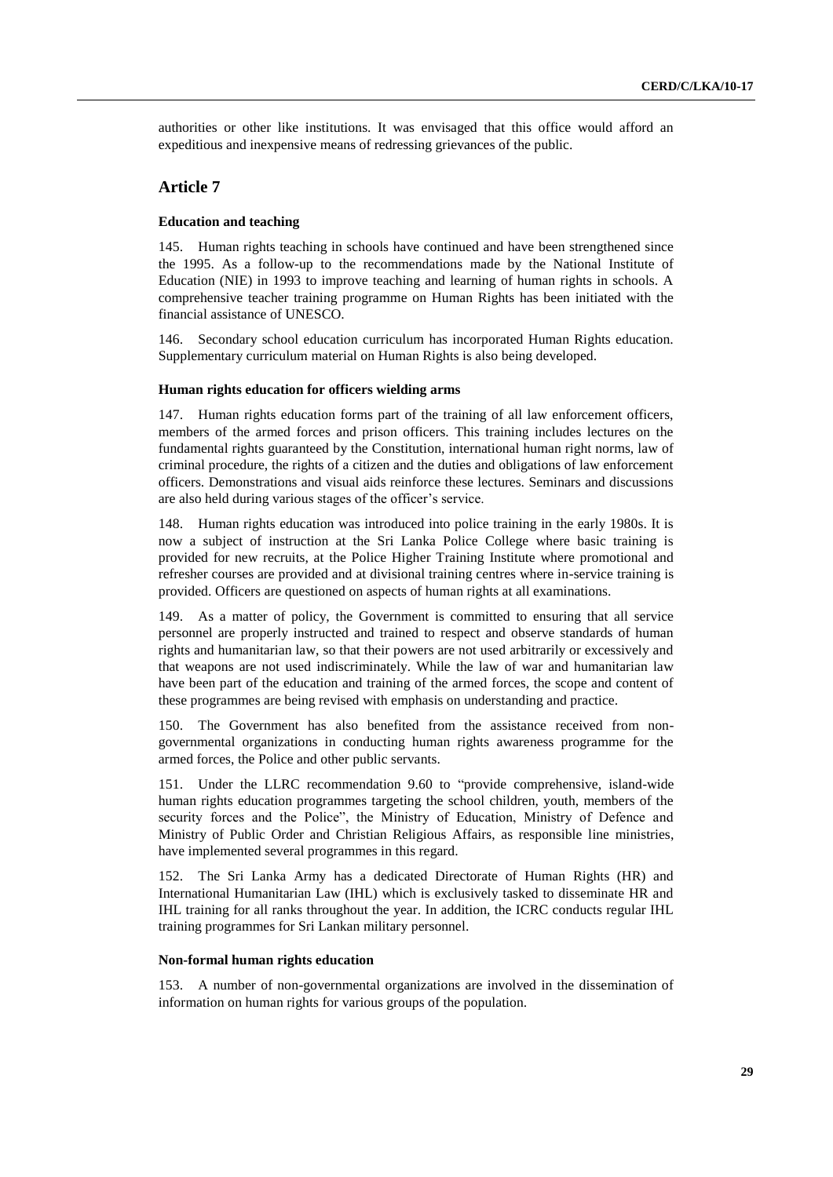authorities or other like institutions. It was envisaged that this office would afford an expeditious and inexpensive means of redressing grievances of the public.

## Article 7

### Education and teaching

145. Human rights teaching in schools have continued and have been strengthened since the 1995. As a follow-up to the recommendations made by the National Institute of Education (NIE) in 1993 to improve teaching and learning of human rights in schools. A comprehensive teacher training programme on Human Rights has been initiated with the financial assistance of UNESCO.

146. Secondary school education curriculum has incorporated Human Rights education. Supplementary curriculum material on Human Rights is also being developed.

### Human rights education for officers wielding arms

147. Human rights education forms part of the training of all law enforcement officers, members of the armed forces and prison officers. This training includes lectures on the fundamental rights guaranteed by the Constitution, international human right norms, law of criminal procedure, the rights of a citizen and the duties and obligations of law enforcement officers. Demonstrations and visual aids reinforce these lectures. Seminars and discussions are also held during various stages of the officer's service.

148. Human rights education was introduced into police training in the early 1980s. It is now a subject of instruction at the Sri Lanka Police College where basic training is provided for new recruits, at the Police Higher Training Institute where promotional and refresher courses are provided and at divisional training centres where in-service training is provided. Officers are questioned on aspects of human rights at all examinations.

149. As a matter of policy, the Government is committed to ensuring that all service personnel are properly instructed and trained to respect and observe standards of human rights and humanitarian law, so that their powers are not used arbitrarily or excessively and that weapons are not used indiscriminately. While the law of war and humanitarian law have been part of the education and training of the armed forces, the scope and content of these programmes are being revised with emphasis on understanding and practice.

150. The Government has also benefited from the assistance received from non-governmental organizations in conducting human rights awareness programme for the armed forces, the Police and other public servants.

151. Under the LLRC recommendation 9.60 to "provide comprehensive, island-wide human rights education programmes targeting the school children, youth, members of the security forces and the Police", the Ministry of Education, Ministry of Defence and Ministry of Public Order and Christian Religious Affairs, as responsible line ministries, have implemented several programmes in this regard.

152. The Sri Lanka Army has a dedicated Directorate of Human Rights (HR) and International Humanitarian Law (IHL) which is exclusively tasked to disseminate HR and IHL training for all ranks throughout the year. In addition, the ICRC conducts regular IHL training programmes for Sri Lankan military personnel.

### Non-formal human rights education

153. A number of non-governmental organizations are involved in the dissemination of information on human rights for various groups of the population.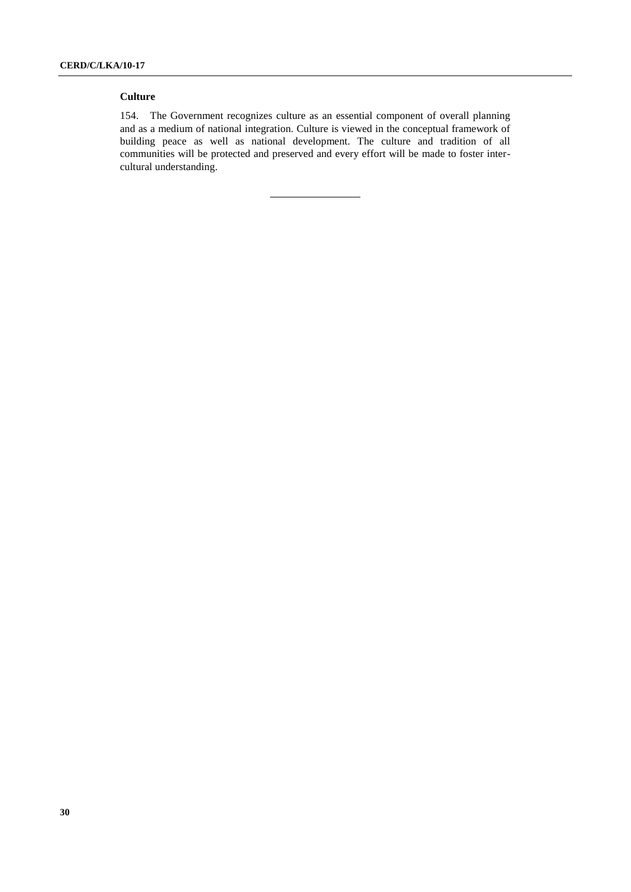### Culture

154. The Government recognizes culture as an essential component of overall planning and as a medium of national integration. Culture is viewed in the conceptual framework of building peace as well as national development. The culture and tradition of all communities will be protected and preserved and every effort will be made to foster inter-cultural understanding.